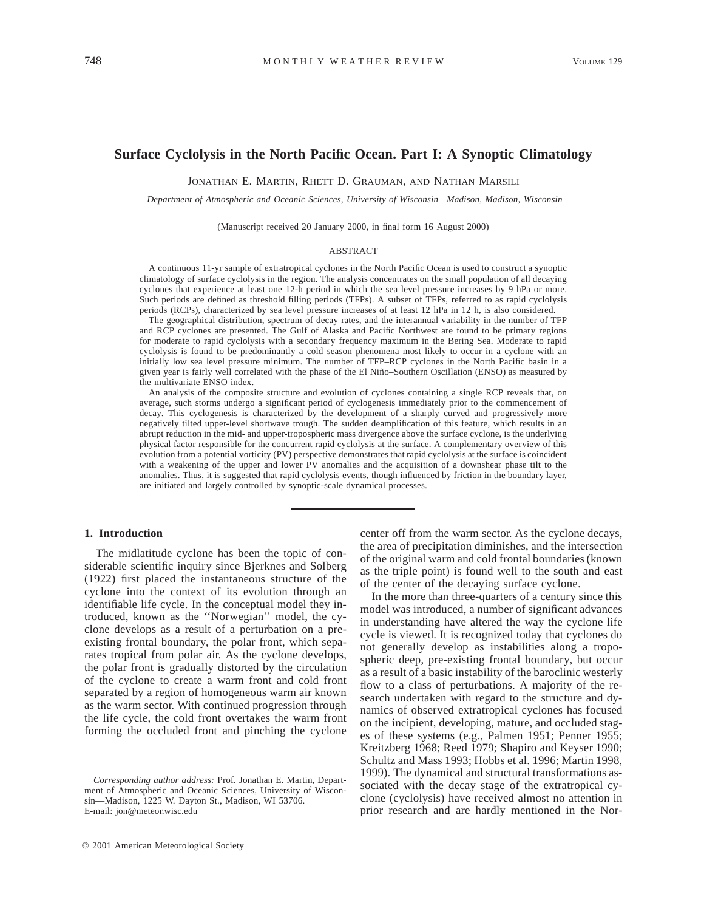# Surface Cyclolysis in the North Pacific Ocean. Part I: A Synoptic Climatology

JONATHAN E. MARTIN, RHETT D. GRAUMAN, AND NATHAN MARSILI

*Department of Atmospheric and Oceanic Sciences, University of Wisconsin—Madison, Madison, Wisconsin*

(Manuscript received 20 January 2000, in final form 16 August 2000)

## ABSTRACT

A continuous 11-yr sample of extratropical cyclones in the North Pacific Ocean is used to construct a synoptic climatology of surface cyclolysis in the region. The analysis concentrates on the small population of all decaying cyclones that experience at least one 12-h period in which the sea level pressure increases by 9 hPa or more. Such periods are defined as threshold filling periods (TFPs). A subset of TFPs, referred to as rapid cyclolysis periods (RCPs), characterized by sea level pressure increases of at least 12 hPa in 12 h, is also considered.

The geographical distribution, spectrum of decay rates, and the interannual variability in the number of TFP and RCP cyclones are presented. The Gulf of Alaska and Pacific Northwest are found to be primary regions for moderate to rapid cyclolysis with a secondary frequency maximum in the Bering Sea. Moderate to rapid cyclolysis is found to be predominantly a cold season phenomena most likely to occur in a cyclone with an initially low sea level pressure minimum. The number of TFP–RCP cyclones in the North Pacific basin in a given year is fairly well correlated with the phase of the El Niño–Southern Oscillation (ENSO) as measured by the multivariate ENSO index.

An analysis of the composite structure and evolution of cyclones containing a single RCP reveals that, on average, such storms undergo a significant period of cyclogenesis immediately prior to the commencement of decay. This cyclogenesis is characterized by the development of a sharply curved and progressively more negatively tilted upper-level shortwave trough. The sudden deamplification of this feature, which results in an abrupt reduction in the mid- and upper-tropospheric mass divergence above the surface cyclone, is the underlying physical factor responsible for the concurrent rapid cyclolysis at the surface. A complementary overview of this evolution from a potential vorticity (PV) perspective demonstrates that rapid cyclolysis at the surface is coincident with a weakening of the upper and lower PV anomalies and the acquisition of a downshear phase tilt to the anomalies. Thus, it is suggested that rapid cyclolysis events, though influenced by friction in the boundary layer, are initiated and largely controlled by synoptic-scale dynamical processes.

## 1. Introduction

The midlatitude cyclone has been the topic of considerable scientific inquiry since Bjerknes and Solberg (1922) first placed the instantaneous structure of the cyclone into the context of its evolution through an identifiable life cycle. In the conceptual model they introduced, known as the ''Norwegian'' model, the cyclone develops as a result of a perturbation on a preexisting frontal boundary, the polar front, which separates tropical from polar air. As the cyclone develops, the polar front is gradually distorted by the circulation of the cyclone to create a warm front and cold front separated by a region of homogeneous warm air known as the warm sector. With continued progression through the life cycle, the cold front overtakes the warm front forming the occluded front and pinching the cyclone center off from the warm sector. As the cyclone decays, the area of precipitation diminishes, and the intersection of the original warm and cold frontal boundaries (known as the triple point) is found well to the south and east of the center of the decaying surface cyclone.

In the more than three-quarters of a century since this model was introduced, a number of significant advances in understanding have altered the way the cyclone life cycle is viewed. It is recognized today that cyclones do not generally develop as instabilities along a tropospheric deep, pre-existing frontal boundary, but occur as a result of a basic instability of the baroclinic westerly flow to a class of perturbations. A majority of the research undertaken with regard to the structure and dynamics of observed extratropical cyclones has focused on the incipient, developing, mature, and occluded stages of these systems (e.g., Palmen 1951; Penner 1955; Kreitzberg 1968; Reed 1979; Shapiro and Keyser 1990; Schultz and Mass 1993; Hobbs et al. 1996; Martin 1998, 1999). The dynamical and structural transformations associated with the decay stage of the extratropical cyclone (cyclolysis) have received almost no attention in prior research and are hardly mentioned in the Nor-

*Corresponding author address:* Prof. Jonathan E. Martin, Department of Atmospheric and Oceanic Sciences, University of Wisconsin—Madison, 1225 W. Dayton St., Madison, WI 53706.
E-mail: jon@meteor.wisc.edu

© 2001 American Meteorological Society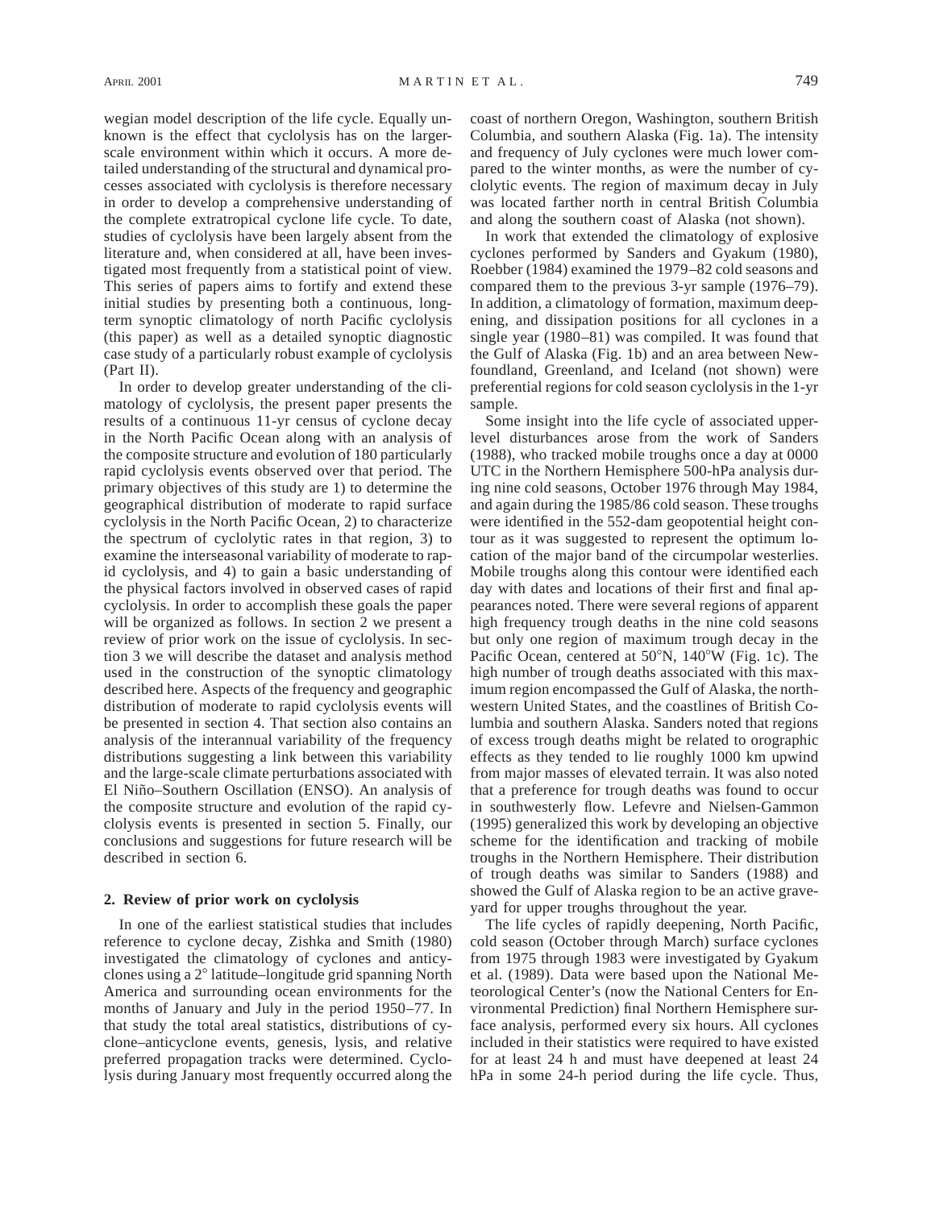wegian model description of the life cycle. Equally unknown is the effect that cyclolysis has on the larger-scale environment within which it occurs. A more detailed understanding of the structural and dynamical processes associated with cyclolysis is therefore necessary in order to develop a comprehensive understanding of the complete extratropical cyclone life cycle. To date, studies of cyclolysis have been largely absent from the literature and, when considered at all, have been investigated most frequently from a statistical point of view. This series of papers aims to fortify and extend these initial studies by presenting both a continuous, long-term synoptic climatology of north Pacific cyclolysis (this paper) as well as a detailed synoptic diagnostic case study of a particularly robust example of cyclolysis (Part II).

In order to develop greater understanding of the climatology of cyclolysis, the present paper presents the results of a continuous 11-yr census of cyclone decay in the North Pacific Ocean along with an analysis of the composite structure and evolution of 180 particularly rapid cyclolysis events observed over that period. The primary objectives of this study are 1) to determine the geographical distribution of moderate to rapid surface cyclolysis in the North Pacific Ocean, 2) to characterize the spectrum of cyclolytic rates in that region, 3) to examine the interseasonal variability of moderate to rapid cyclolysis, and 4) to gain a basic understanding of the physical factors involved in observed cases of rapid cyclolysis. In order to accomplish these goals the paper will be organized as follows. In section 2 we present a review of prior work on the issue of cyclolysis. In section 3 we will describe the dataset and analysis method used in the construction of the synoptic climatology described here. Aspects of the frequency and geographic distribution of moderate to rapid cyclolysis events will be presented in section 4. That section also contains an analysis of the interannual variability of the frequency distributions suggesting a link between this variability and the large-scale climate perturbations associated with El Niño–Southern Oscillation (ENSO). An analysis of the composite structure and evolution of the rapid cyclolysis events is presented in section 5. Finally, our conclusions and suggestions for future research will be described in section 6.

## 2. Review of prior work on cyclolysis

In one of the earliest statistical studies that includes reference to cyclone decay, Zishka and Smith (1980) investigated the climatology of cyclones and anticyclones using a 2° latitude–longitude grid spanning North America and surrounding ocean environments for the months of January and July in the period 1950–77. In that study the total areal statistics, distributions of cyclone–anticyclone events, genesis, lysis, and relative preferred propagation tracks were determined. Cyclolysis during January most frequently occurred along the coast of northern Oregon, Washington, southern British Columbia, and southern Alaska (Fig. 1a). The intensity and frequency of July cyclones were much lower compared to the winter months, as were the number of cyclolytic events. The region of maximum decay in July was located farther north in central British Columbia and along the southern coast of Alaska (not shown).

In work that extended the climatology of explosive cyclones performed by Sanders and Gyakum (1980), Roebber (1984) examined the 1979–82 cold seasons and compared them to the previous 3-yr sample (1976–79). In addition, a climatology of formation, maximum deepening, and dissipation positions for all cyclones in a single year (1980–81) was compiled. It was found that the Gulf of Alaska (Fig. 1b) and an area between Newfoundland, Greenland, and Iceland (not shown) were preferential regions for cold season cyclolysis in the 1-yr sample.

Some insight into the life cycle of associated upper-level disturbances arose from the work of Sanders (1988), who tracked mobile troughs once a day at 0000 UTC in the Northern Hemisphere 500-hPa analysis during nine cold seasons, October 1976 through May 1984, and again during the 1985/86 cold season. These troughs were identified in the 552-dam geopotential height contour as it was suggested to represent the optimum location of the major band of the circumpolar westerlies. Mobile troughs along this contour were identified each day with dates and locations of their first and final appearances noted. There were several regions of apparent high frequency trough deaths in the nine cold seasons but only one region of maximum trough decay in the Pacific Ocean, centered at 50°N, 140°W (Fig. 1c). The high number of trough deaths associated with this maximum region encompassed the Gulf of Alaska, the northwestern United States, and the coastlines of British Columbia and southern Alaska. Sanders noted that regions of excess trough deaths might be related to orographic effects as they tended to lie roughly 1000 km upwind from major masses of elevated terrain. It was also noted that a preference for trough deaths was found to occur in southwesterly flow. Lefevre and Nielsen-Gammon (1995) generalized this work by developing an objective scheme for the identification and tracking of mobile troughs in the Northern Hemisphere. Their distribution of trough deaths was similar to Sanders (1988) and showed the Gulf of Alaska region to be an active graveyard for upper troughs throughout the year.

The life cycles of rapidly deepening, North Pacific, cold season (October through March) surface cyclones from 1975 through 1983 were investigated by Gyakum et al. (1989). Data were based upon the National Meteorological Center's (now the National Centers for Environmental Prediction) final Northern Hemisphere surface analysis, performed every six hours. All cyclones included in their statistics were required to have existed for at least 24 h and must have deepened at least 24 hPa in some 24-h period during the life cycle. Thus,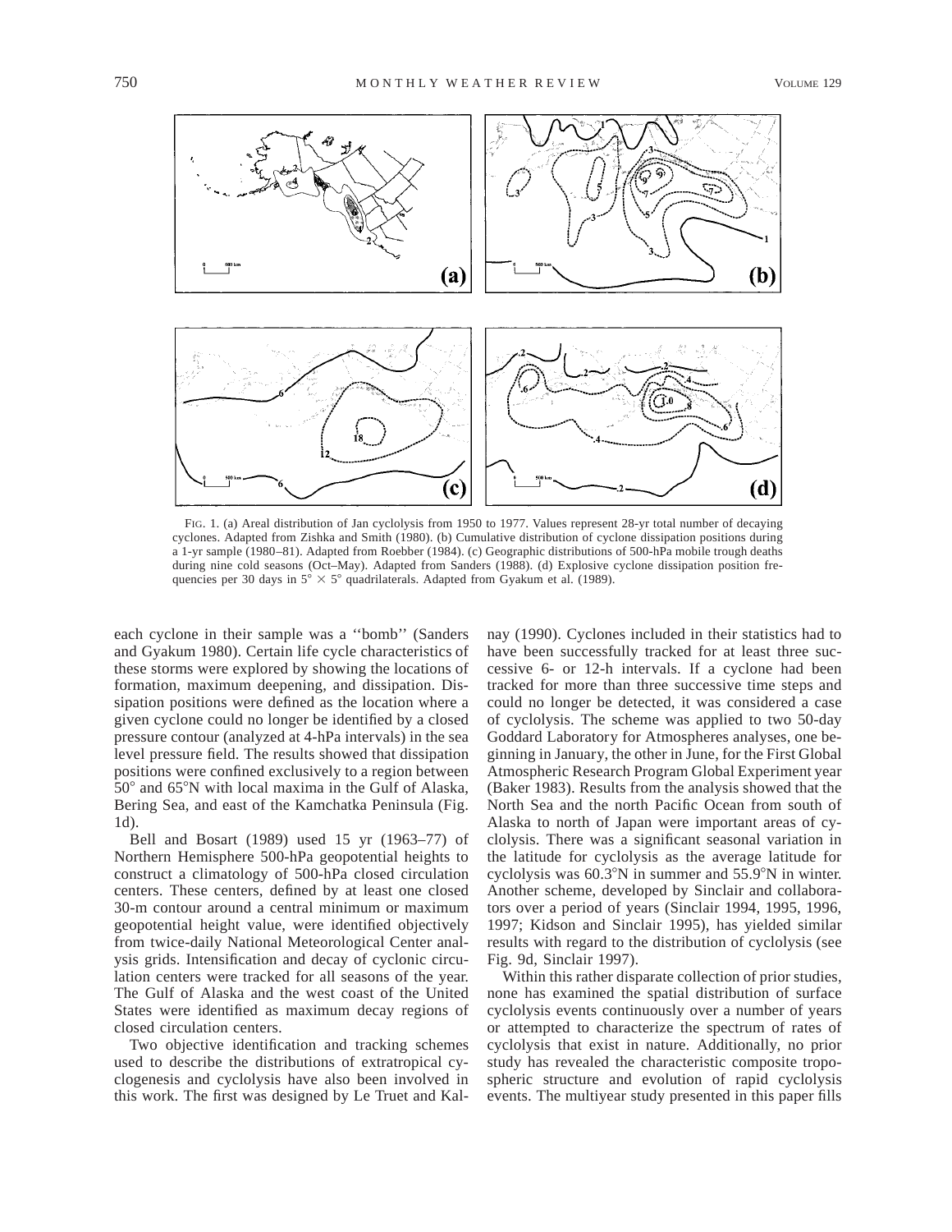FIG. 1. (a) Areal distribution of Jan cyclolysis from 1950 to 1977. Values represent 28-yr total number of decaying cyclones. Adapted from Zishka and Smith (1980). (b) Cumulative distribution of cyclone dissipation positions during a 1-yr sample (1980–81). Adapted from Roebber (1984). (c) Geographic distributions of 500-hPa mobile trough deaths during nine cold seasons (Oct–May). Adapted from Sanders (1988). (d) Explosive cyclone dissipation position frequencies per 30 days in 5° × 5° quadrilaterals. Adapted from Gyakum et al. (1989).

each cyclone in their sample was a "bomb" (Sanders and Gyakum 1980). Certain life cycle characteristics of these storms were explored by showing the locations of formation, maximum deepening, and dissipation. Dissipation positions were defined as the location where a given cyclone could no longer be identified by a closed pressure contour (analyzed at 4-hPa intervals) in the sea level pressure field. The results showed that dissipation positions were confined exclusively to a region between 50° and 65°N with local maxima in the Gulf of Alaska, Bering Sea, and east of the Kamchatka Peninsula (Fig. 1d).

Bell and Bosart (1989) used 15 yr (1963–77) of Northern Hemisphere 500-hPa geopotential heights to construct a climatology of 500-hPa closed circulation centers. These centers, defined by at least one closed 30-m contour around a central minimum or maximum geopotential height value, were identified objectively from twice-daily National Meteorological Center analysis grids. Intensification and decay of cyclonic circulation centers were tracked for all seasons of the year. The Gulf of Alaska and the west coast of the United States were identified as maximum decay regions of closed circulation centers.

Two objective identification and tracking schemes used to describe the distributions of extratropical cyclogenesis and cyclolysis have also been involved in this work. The first was designed by Le Truet and Kalnay (1990). Cyclones included in their statistics had to have been successfully tracked for at least three successive 6- or 12-h intervals. If a cyclone had been tracked for more than three successive time steps and could no longer be detected, it was considered a case of cyclolysis. The scheme was applied to two 50-day Goddard Laboratory for Atmospheres analyses, one beginning in January, the other in June, for the First Global Atmospheric Research Program Global Experiment year (Baker 1983). Results from the analysis showed that the North Sea and the north Pacific Ocean from south of Alaska to north of Japan were important areas of cyclolysis. There was a significant seasonal variation in the latitude for cyclolysis as the average latitude for cyclolysis was 60.3°N in summer and 55.9°N in winter. Another scheme, developed by Sinclair and collaborators over a period of years (Sinclair 1994, 1995, 1996, 1997; Kidson and Sinclair 1995), has yielded similar results with regard to the distribution of cyclolysis (see Fig. 9d, Sinclair 1997).

Within this rather disparate collection of prior studies, none has examined the spatial distribution of surface cyclolysis events continuously over a number of years or attempted to characterize the spectrum of rates of cyclolysis that exist in nature. Additionally, no prior study has revealed the characteristic composite tropospheric structure and evolution of rapid cyclolysis events. The multiyear study presented in this paper fills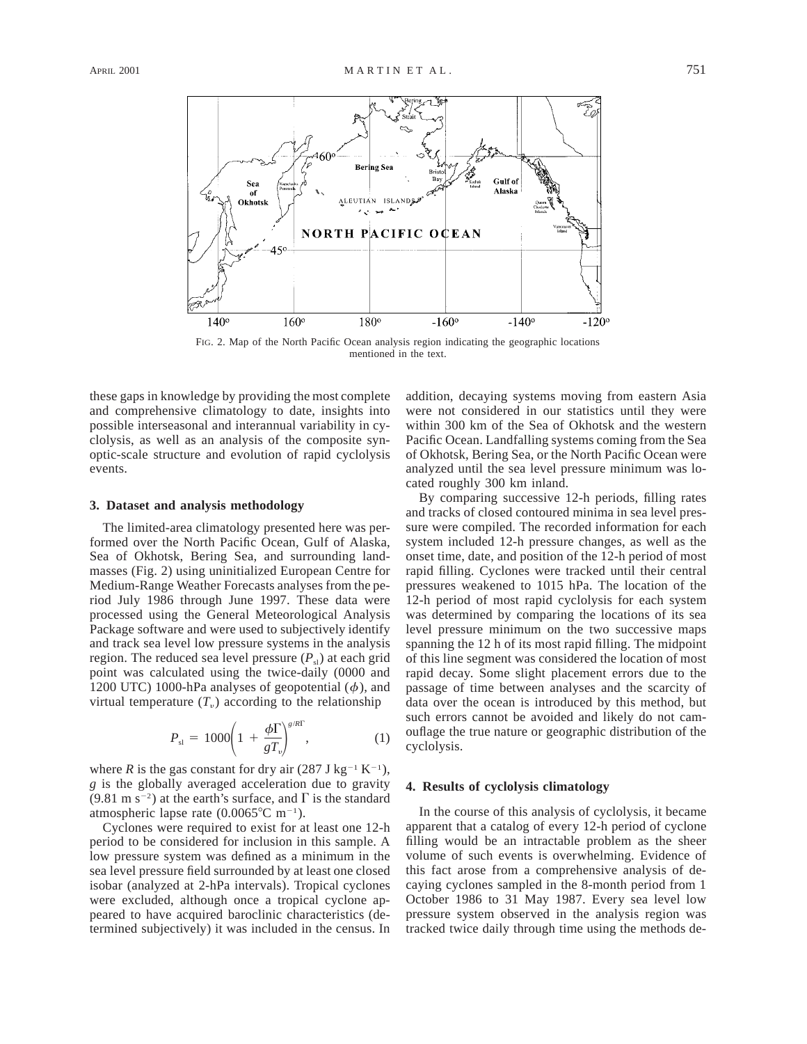FIG. 2. Map of the North Pacific Ocean analysis region indicating the geographic locations mentioned in the text.

these gaps in knowledge by providing the most complete and comprehensive climatology to date, insights into possible interseasonal and interannual variability in cyclolysis, as well as an analysis of the composite synoptic-scale structure and evolution of rapid cyclolysis events.

## 3. Dataset and analysis methodology

The limited-area climatology presented here was performed over the North Pacific Ocean, Gulf of Alaska, Sea of Okhotsk, Bering Sea, and surrounding landmasses (Fig. 2) using uninitialized European Centre for Medium-Range Weather Forecasts analyses from the period July 1986 through June 1997. These data were processed using the General Meteorological Analysis Package software and were used to subjectively identify and track sea level low pressure systems in the analysis region. The reduced sea level pressure ($P_{sl}$) at each grid point was calculated using the twice-daily (0000 and 1200 UTC) 1000-hPa analyses of geopotential ($\phi$), and virtual temperature ($T_v$) according to the relationship

$$P_{sl} = 1000\left(1 + \frac{\phi\Gamma}{gT_v}\right)^{g/R\Gamma}, \quad (1)$$

where $R$ is the gas constant for dry air (287 J kg$^{-1}$ K$^{-1}$), $g$ is the globally averaged acceleration due to gravity (9.81 m s$^{-2}$) at the earth's surface, and $\Gamma$ is the standard atmospheric lapse rate (0.0065°C m$^{-1}$).

Cyclones were required to exist for at least one 12-h period to be considered for inclusion in this sample. A low pressure system was defined as a minimum in the sea level pressure field surrounded by at least one closed isobar (analyzed at 2-hPa intervals). Tropical cyclones were excluded, although once a tropical cyclone appeared to have acquired baroclinic characteristics (determined subjectively) it was included in the census. In addition, decaying systems moving from eastern Asia were not considered in our statistics until they were within 300 km of the Sea of Okhotsk and the western Pacific Ocean. Landfalling systems coming from the Sea of Okhotsk, Bering Sea, or the North Pacific Ocean were analyzed until the sea level pressure minimum was located roughly 300 km inland.

By comparing successive 12-h periods, filling rates and tracks of closed contoured minima in sea level pressure were compiled. The recorded information for each system included 12-h pressure changes, as well as the onset time, date, and position of the 12-h period of most rapid filling. Cyclones were tracked until their central pressures weakened to 1015 hPa. The location of the 12-h period of most rapid cyclolysis for each system was determined by comparing the locations of its sea level pressure minimum on the two successive maps spanning the 12 h of its most rapid filling. The midpoint of this line segment was considered the location of most rapid decay. Some slight placement errors due to the passage of time between analyses and the scarcity of data over the ocean is introduced by this method, but such errors cannot be avoided and likely do not camouflage the true nature or geographic distribution of the cyclolysis.

## 4. Results of cyclolysis climatology

In the course of this analysis of cyclolysis, it became apparent that a catalog of every 12-h period of cyclone filling would be an intractable problem as the sheer volume of such events is overwhelming. Evidence of this fact arose from a comprehensive analysis of decaying cyclones sampled in the 8-month period from 1 October 1986 to 31 May 1987. Every sea level low pressure system observed in the analysis region was tracked twice daily through time using the methods de-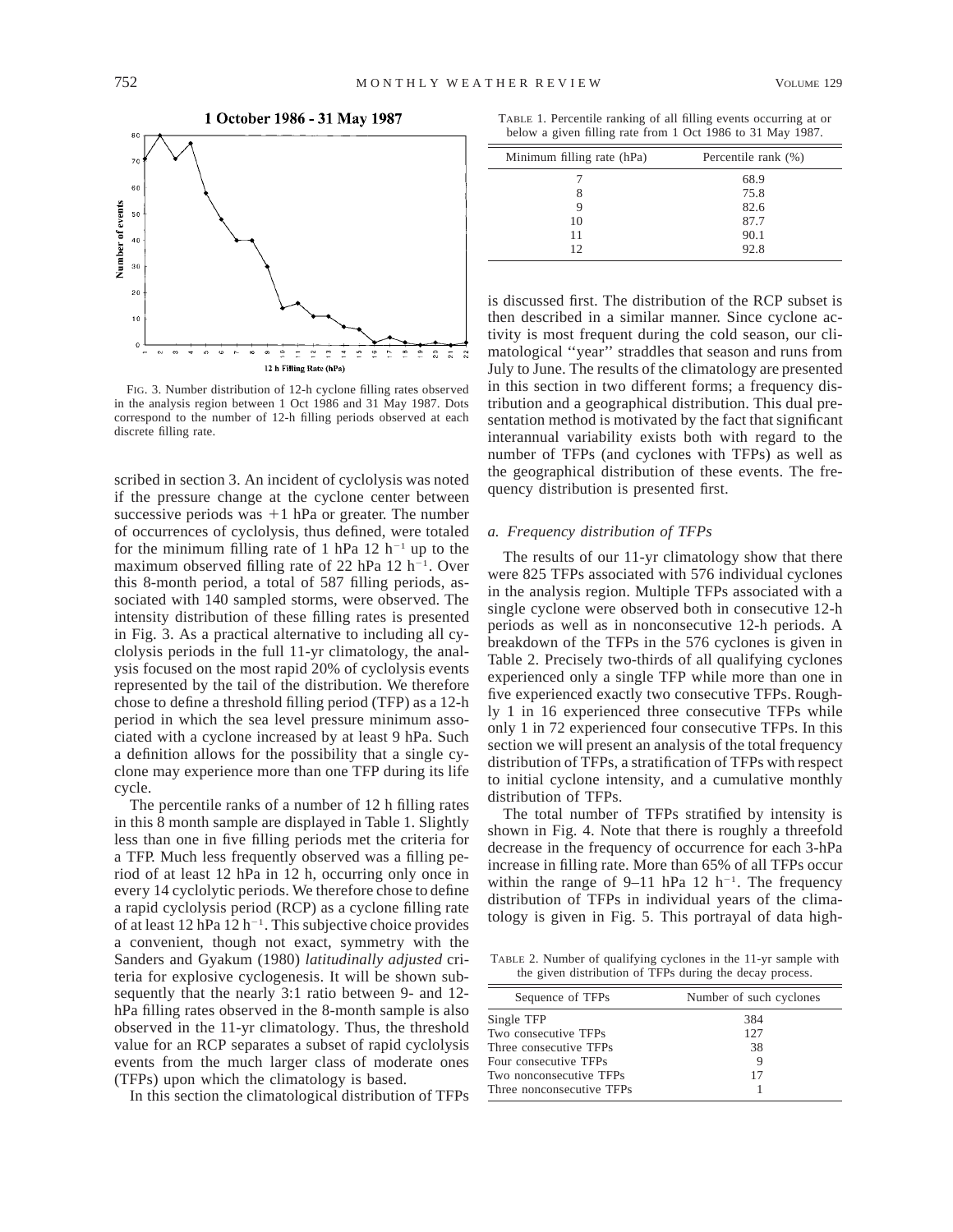FIG. 3. Number distribution of 12-h cyclone filling rates observed in the analysis region between 1 Oct 1986 and 31 May 1987. Dots correspond to the number of 12-h filling periods observed at each discrete filling rate.

scribed in section 3. An incident of cyclolysis was noted if the pressure change at the cyclone center between successive periods was +1 hPa or greater. The number of occurrences of cyclolysis, thus defined, were totaled for the minimum filling rate of 1 hPa 12 h$^{-1}$ up to the maximum observed filling rate of 22 hPa 12 h$^{-1}$. Over this 8-month period, a total of 587 filling periods, associated with 140 sampled storms, were observed. The intensity distribution of these filling rates is presented in Fig. 3. As a practical alternative to including all cyclolysis periods in the full 11-yr climatology, the analysis focused on the most rapid 20% of cyclolysis events represented by the tail of the distribution. We therefore chose to define a threshold filling period (TFP) as a 12-h period in which the sea level pressure minimum associated with a cyclone increased by at least 9 hPa. Such a definition allows for the possibility that a single cyclone may experience more than one TFP during its life cycle.

The percentile ranks of a number of 12 h filling rates in this 8 month sample are displayed in Table 1. Slightly less than one in five filling periods met the criteria for a TFP. Much less frequently observed was a filling period of at least 12 hPa in 12 h, occurring only once in every 14 cyclolytic periods. We therefore chose to define a rapid cyclolysis period (RCP) as a cyclone filling rate of at least 12 hPa 12 h$^{-1}$. This subjective choice provides a convenient, though not exact, symmetry with the Sanders and Gyakum (1980) *latitudinally adjusted* criteria for explosive cyclogenesis. It will be shown subsequently that the nearly 3:1 ratio between 9- and 12-hPa filling rates observed in the 8-month sample is also observed in the 11-yr climatology. Thus, the threshold value for an RCP separates a subset of rapid cyclolysis events from the much larger class of moderate ones (TFPs) upon which the climatology is based.

In this section the climatological distribution of TFPs is discussed first. The distribution of the RCP subset is then described in a similar manner. Since cyclone activity is most frequent during the cold season, our climatological "year" straddles that season and runs from July to June. The results of the climatology are presented in this section in two different forms; a frequency distribution and a geographical distribution. This dual presentation method is motivated by the fact that significant interannual variability exists both with regard to the number of TFPs (and cyclones with TFPs) as well as the geographical distribution of these events. The frequency distribution is presented first.

TABLE 1. Percentile ranking of all filling events occurring at or below a given filling rate from 1 Oct 1986 to 31 May 1987.

| Minimum filling rate (hPa) | Percentile rank (%) |
|---|---|
| 7 | 68.9 |
| 8 | 75.8 |
| 9 | 82.6 |
| 10 | 87.7 |
| 11 | 90.1 |
| 12 | 92.8 |

### *a. Frequency distribution of TFPs*

The results of our 11-yr climatology show that there were 825 TFPs associated with 576 individual cyclones in the analysis region. Multiple TFPs associated with a single cyclone were observed both in consecutive 12-h periods as well as in nonconsecutive 12-h periods. A breakdown of the TFPs in the 576 cyclones is given in Table 2. Precisely two-thirds of all qualifying cyclones experienced only a single TFP while more than one in five experienced exactly two consecutive TFPs. Roughly 1 in 16 experienced three consecutive TFPs while only 1 in 72 experienced four consecutive TFPs. In this section we will present an analysis of the total frequency distribution of TFPs, a stratification of TFPs with respect to initial cyclone intensity, and a cumulative monthly distribution of TFPs.

The total number of TFPs stratified by intensity is shown in Fig. 4. Note that there is roughly a threefold decrease in the frequency of occurrence for each 3-hPa increase in filling rate. More than 65% of all TFPs occur within the range of 9–11 hPa 12 h$^{-1}$. The frequency distribution of TFPs in individual years of the climatology is given in Fig. 5. This portrayal of data high-

TABLE 2. Number of qualifying cyclones in the 11-yr sample with the given distribution of TFPs during the decay process.

| Sequence of TFPs | Number of such cyclones |
|---|---|
| Single TFP | 384 |
| Two consecutive TFPs | 127 |
| Three consecutive TFPs | 38 |
| Four consecutive TFPs | 9 |
| Two nonconsecutive TFPs | 17 |
| Three nonconsecutive TFPs | 1 |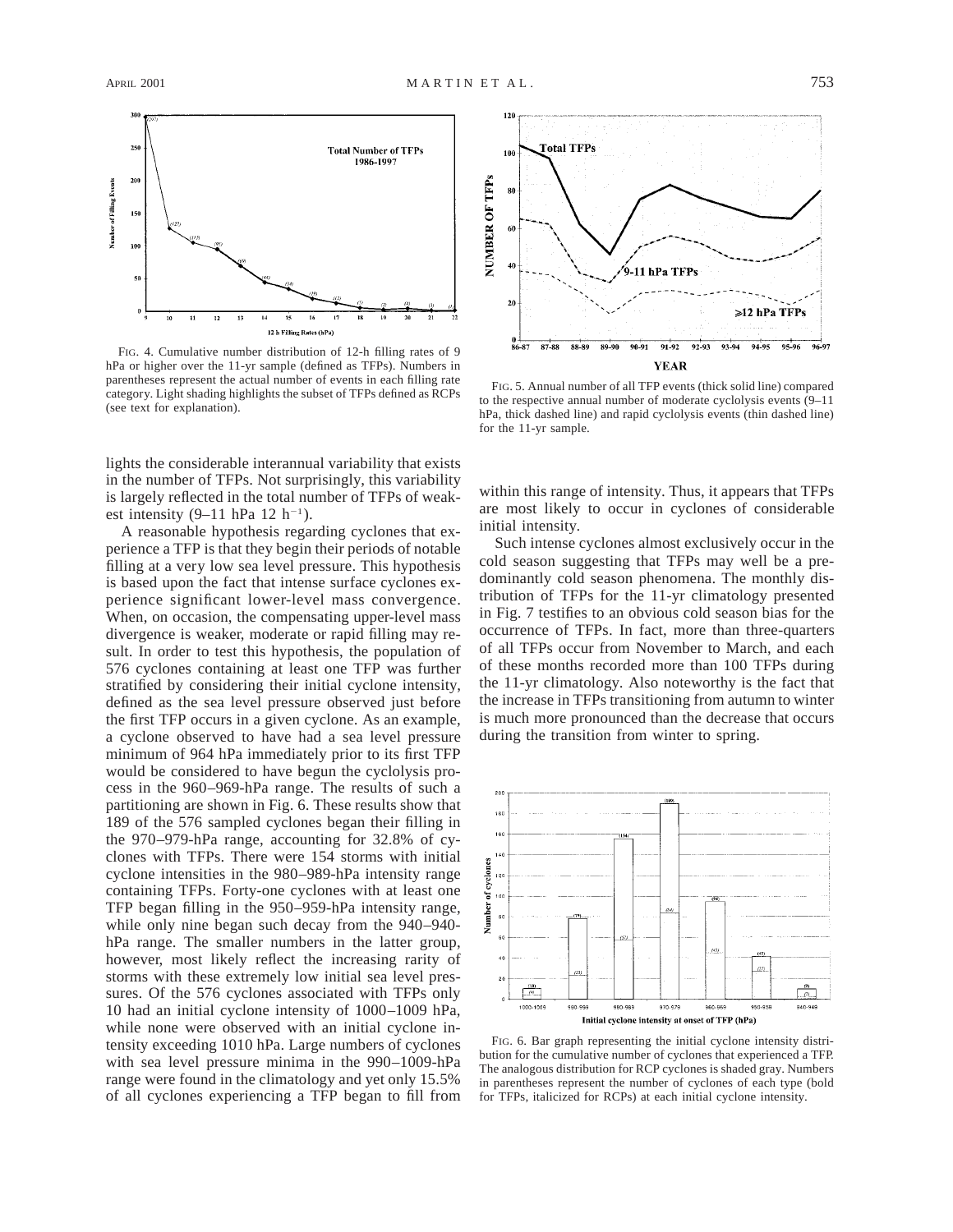FIG. 4. Cumulative number distribution of 12-h filling rates of 9 hPa or higher over the 11-yr sample (defined as TFPs). Numbers in parentheses represent the actual number of events in each filling rate category. Light shading highlights the subset of TFPs defined as RCPs (see text for explanation).

FIG. 5. Annual number of all TFP events (thick solid line) compared to the respective annual number of moderate cyclolysis events (9–11 hPa, thick dashed line) and rapid cyclolysis events (thin dashed line) for the 11-yr sample.

lights the considerable interannual variability that exists in the number of TFPs. Not surprisingly, this variability is largely reflected in the total number of TFPs of weakest intensity (9–11 hPa 12 $h^{-1}$).

A reasonable hypothesis regarding cyclones that experience a TFP is that they begin their periods of notable filling at a very low sea level pressure. This hypothesis is based upon the fact that intense surface cyclones experience significant lower-level mass convergence. When, on occasion, the compensating upper-level mass divergence is weaker, moderate or rapid filling may result. In order to test this hypothesis, the population of 576 cyclones containing at least one TFP was further stratified by considering their initial cyclone intensity, defined as the sea level pressure observed just before the first TFP occurs in a given cyclone. As an example, a cyclone observed to have had a sea level pressure minimum of 964 hPa immediately prior to its first TFP would be considered to have begun the cyclolysis process in the 960–969-hPa range. The results of such a partitioning are shown in Fig. 6. These results show that 189 of the 576 sampled cyclones began their filling in the 970–979-hPa range, accounting for 32.8% of cyclones with TFPs. There were 154 storms with initial cyclone intensities in the 980–989-hPa intensity range containing TFPs. Forty-one cyclones with at least one TFP began filling in the 950–959-hPa intensity range, while only nine began such decay from the 940–940-hPa range. The smaller numbers in the latter group, however, most likely reflect the increasing rarity of storms with these extremely low initial sea level pressures. Of the 576 cyclones associated with TFPs only 10 had an initial cyclone intensity of 1000–1009 hPa, while none were observed with an initial cyclone intensity exceeding 1010 hPa. Large numbers of cyclones with sea level pressure minima in the 990–1009-hPa range were found in the climatology and yet only 15.5% of all cyclones experiencing a TFP began to fill from within this range of intensity. Thus, it appears that TFPs are most likely to occur in cyclones of considerable initial intensity.

Such intense cyclones almost exclusively occur in the cold season suggesting that TFPs may well be a predominantly cold season phenomena. The monthly distribution of TFPs for the 11-yr climatology presented in Fig. 7 testifies to an obvious cold season bias for the occurrence of TFPs. In fact, more than three-quarters of all TFPs occur from November to March, and each of these months recorded more than 100 TFPs during the 11-yr climatology. Also noteworthy is the fact that the increase in TFPs transitioning from autumn to winter is much more pronounced than the decrease that occurs during the transition from winter to spring.

FIG. 6. Bar graph representing the initial cyclone intensity distribution for the cumulative number of cyclones that experienced a TFP. The analogous distribution for RCP cyclones is shaded gray. Numbers in parentheses represent the number of cyclones of each type (bold for TFPs, italicized for RCPs) at each initial cyclone intensity.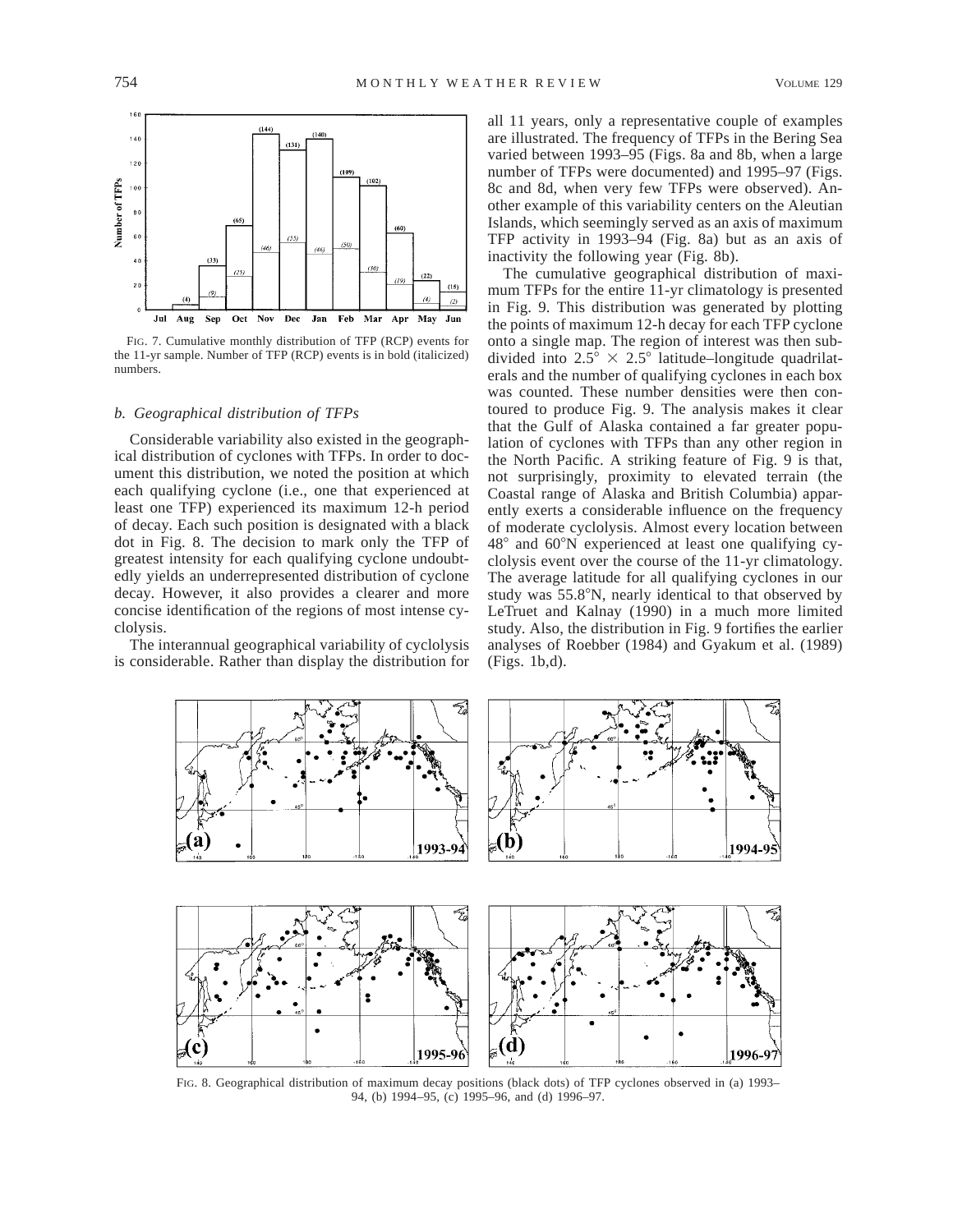FIG. 7. Cumulative monthly distribution of TFP (RCP) events for the 11-yr sample. Number of TFP (RCP) events is in bold (italicized) numbers.

### *b. Geographical distribution of TFPs*

Considerable variability also existed in the geographical distribution of cyclones with TFPs. In order to document this distribution, we noted the position at which each qualifying cyclone (i.e., one that experienced at least one TFP) experienced its maximum 12-h period of decay. Each such position is designated with a black dot in Fig. 8. The decision to mark only the TFP of greatest intensity for each qualifying cyclone undoubtedly yields an underrepresented distribution of cyclone decay. However, it also provides a clearer and more concise identification of the regions of most intense cyclolysis.

The interannual geographical variability of cyclolysis is considerable. Rather than display the distribution for all 11 years, only a representative couple of examples are illustrated. The frequency of TFPs in the Bering Sea varied between 1993–95 (Figs. 8a and 8b, when a large number of TFPs were documented) and 1995–97 (Figs. 8c and 8d, when very few TFPs were observed). Another example of this variability centers on the Aleutian Islands, which seemingly served as an axis of maximum TFP activity in 1993–94 (Fig. 8a) but as an axis of inactivity the following year (Fig. 8b).

The cumulative geographical distribution of maximum TFPs for the entire 11-yr climatology is presented in Fig. 9. This distribution was generated by plotting the points of maximum 12-h decay for each TFP cyclone onto a single map. The region of interest was then subdivided into $2.5° \times 2.5°$ latitude–longitude quadrilaterals and the number of qualifying cyclones in each box was counted. These number densities were then contoured to produce Fig. 9. The analysis makes it clear that the Gulf of Alaska contained a far greater population of cyclones with TFPs than any other region in the North Pacific. A striking feature of Fig. 9 is that, not surprisingly, proximity to elevated terrain (the Coastal range of Alaska and British Columbia) apparently exerts a considerable influence on the frequency of moderate cyclolysis. Almost every location between 48° and 60°N experienced at least one qualifying cyclolysis event over the course of the 11-yr climatology. The average latitude for all qualifying cyclones in our study was 55.8°N, nearly identical to that observed by LeTruet and Kalnay (1990) in a much more limited study. Also, the distribution in Fig. 9 fortifies the earlier analyses of Roebber (1984) and Gyakum et al. (1989) (Figs. 1b,d).

FIG. 8. Geographical distribution of maximum decay positions (black dots) of TFP cyclones observed in (a) 1993–94, (b) 1994–95, (c) 1995–96, and (d) 1996–97.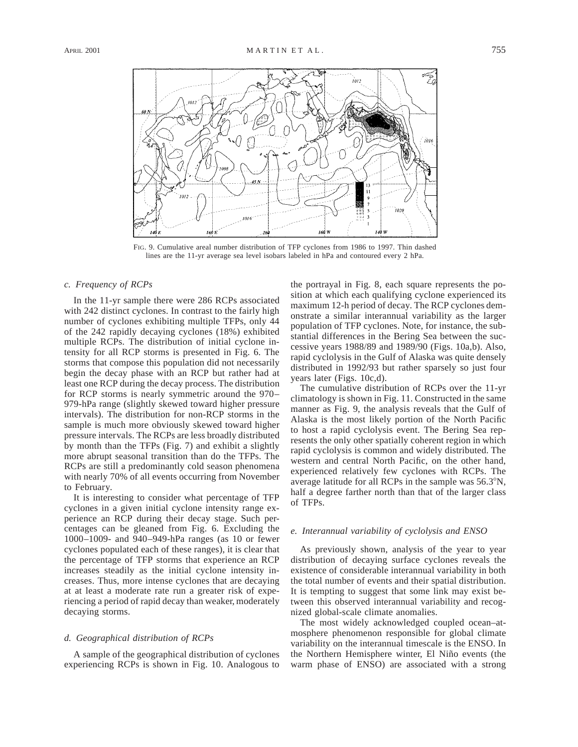FIG. 9. Cumulative areal number distribution of TFP cyclones from 1986 to 1997. Thin dashed lines are the 11-yr average sea level isobars labeled in hPa and contoured every 2 hPa.

### *c. Frequency of RCPs*

In the 11-yr sample there were 286 RCPs associated with 242 distinct cyclones. In contrast to the fairly high number of cyclones exhibiting multiple TFPs, only 44 of the 242 rapidly decaying cyclones (18%) exhibited multiple RCPs. The distribution of initial cyclone intensity for all RCP storms is presented in Fig. 6. The storms that compose this population did not necessarily begin the decay phase with an RCP but rather had at least one RCP during the decay process. The distribution for RCP storms is nearly symmetric around the 970–979-hPa range (slightly skewed toward higher pressure intervals). The distribution for non-RCP storms in the sample is much more obviously skewed toward higher pressure intervals. The RCPs are less broadly distributed by month than the TFPs (Fig. 7) and exhibit a slightly more abrupt seasonal transition than do the TFPs. The RCPs are still a predominantly cold season phenomena with nearly 70% of all events occurring from November to February.

It is interesting to consider what percentage of TFP cyclones in a given initial cyclone intensity range experience an RCP during their decay stage. Such percentages can be gleaned from Fig. 6. Excluding the 1000–1009- and 940–949-hPa ranges (as 10 or fewer cyclones populated each of these ranges), it is clear that the percentage of TFP storms that experience an RCP increases steadily as the initial cyclone intensity increases. Thus, more intense cyclones that are decaying at at least a moderate rate run a greater risk of experiencing a period of rapid decay than weaker, moderately decaying storms.

### *d. Geographical distribution of RCPs*

A sample of the geographical distribution of cyclones experiencing RCPs is shown in Fig. 10. Analogous to the portrayal in Fig. 8, each square represents the position at which each qualifying cyclone experienced its maximum 12-h period of decay. The RCP cyclones demonstrate a similar interannual variability as the larger population of TFP cyclones. Note, for instance, the substantial differences in the Bering Sea between the successive years 1988/89 and 1989/90 (Figs. 10a,b). Also, rapid cyclolysis in the Gulf of Alaska was quite densely distributed in 1992/93 but rather sparsely so just four years later (Figs. 10c,d).

The cumulative distribution of RCPs over the 11-yr climatology is shown in Fig. 11. Constructed in the same manner as Fig. 9, the analysis reveals that the Gulf of Alaska is the most likely portion of the North Pacific to host a rapid cyclolysis event. The Bering Sea represents the only other spatially coherent region in which rapid cyclolysis is common and widely distributed. The western and central North Pacific, on the other hand, experienced relatively few cyclones with RCPs. The average latitude for all RCPs in the sample was 56.3°N, half a degree farther north than that of the larger class of TFPs.

### *e. Interannual variability of cyclolysis and ENSO*

As previously shown, analysis of the year to year distribution of decaying surface cyclones reveals the existence of considerable interannual variability in both the total number of events and their spatial distribution. It is tempting to suggest that some link may exist between this observed interannual variability and recognized global-scale climate anomalies.

The most widely acknowledged coupled ocean–atmosphere phenomenon responsible for global climate variability on the interannual timescale is the ENSO. In the Northern Hemisphere winter, El Niño events (the warm phase of ENSO) are associated with a strong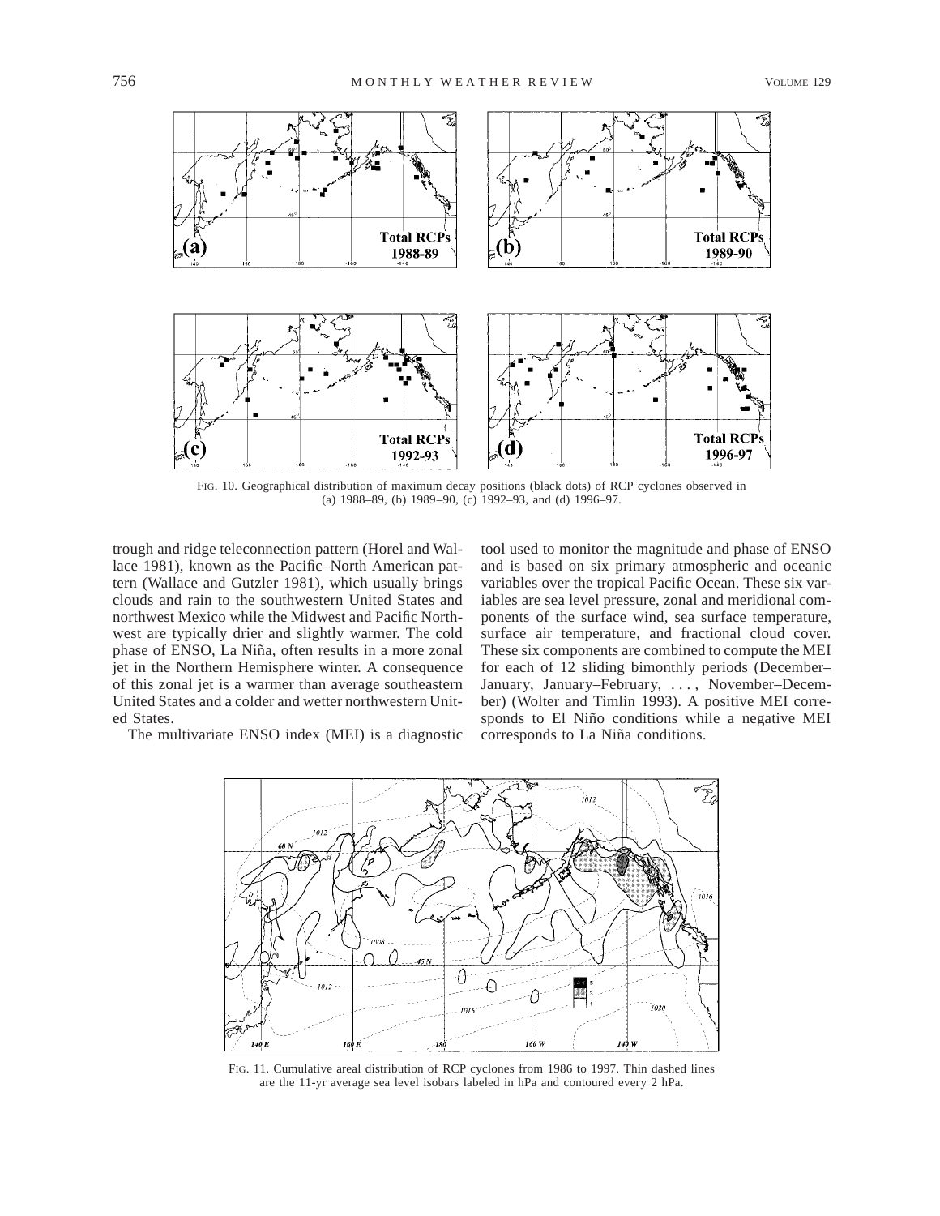FIG. 10. Geographical distribution of maximum decay positions (black dots) of RCP cyclones observed in (a) 1988–89, (b) 1989–90, (c) 1992–93, and (d) 1996–97.

trough and ridge teleconnection pattern (Horel and Wallace 1981), known as the Pacific–North American pattern (Wallace and Gutzler 1981), which usually brings clouds and rain to the southwestern United States and northwest Mexico while the Midwest and Pacific Northwest are typically drier and slightly warmer. The cold phase of ENSO, La Niña, often results in a more zonal jet in the Northern Hemisphere winter. A consequence of this zonal jet is a warmer than average southeastern United States and a colder and wetter northwestern United States.

The multivariate ENSO index (MEI) is a diagnostic tool used to monitor the magnitude and phase of ENSO and is based on six primary atmospheric and oceanic variables over the tropical Pacific Ocean. These six variables are sea level pressure, zonal and meridional components of the surface wind, sea surface temperature, surface air temperature, and fractional cloud cover. These six components are combined to compute the MEI for each of 12 sliding bimonthly periods (December–January, January–February, . . . , November–December) (Wolter and Timlin 1993). A positive MEI corresponds to El Niño conditions while a negative MEI corresponds to La Niña conditions.

FIG. 11. Cumulative areal distribution of RCP cyclones from 1986 to 1997. Thin dashed lines are the 11-yr average sea level isobars labeled in hPa and contoured every 2 hPa.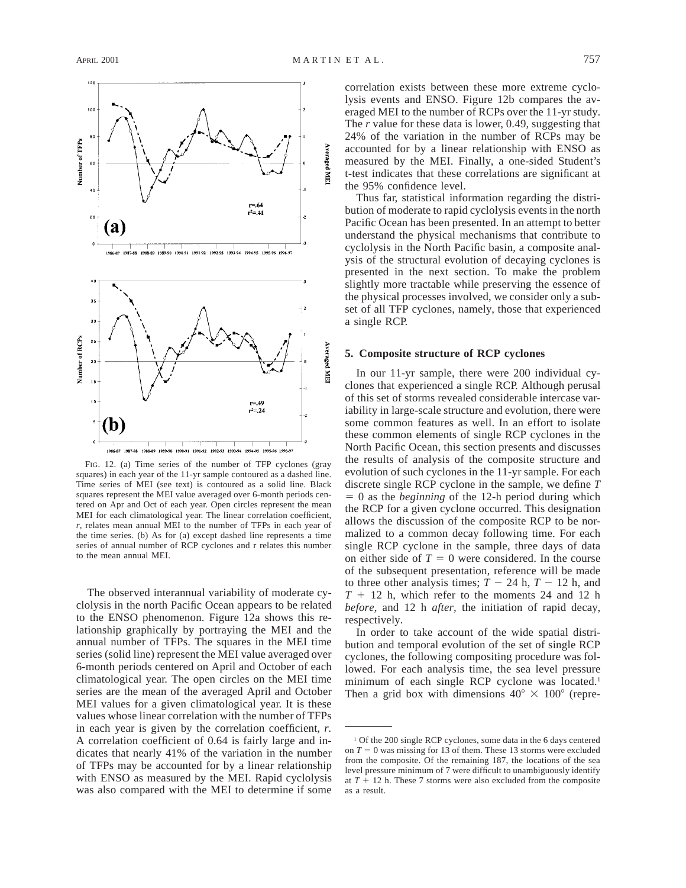FIG. 12. (a) Time series of the number of TFP cyclones (gray squares) in each year of the 11-yr sample contoured as a dashed line. Time series of MEI (see text) is contoured as a solid line. Black squares represent the MEI value averaged over 6-month periods centered on Apr and Oct of each year. Open circles represent the mean MEI for each climatological year. The linear correlation coefficient, *r*, relates mean annual MEI to the number of TFPs in each year of the time series. (b) As for (a) except dashed line represents a time series of annual number of RCP cyclones and r relates this number to the mean annual MEI.

The observed interannual variability of moderate cyclolysis in the north Pacific Ocean appears to be related to the ENSO phenomenon. Figure 12a shows this relationship graphically by portraying the MEI and the annual number of TFPs. The squares in the MEI time series (solid line) represent the MEI value averaged over 6-month periods centered on April and October of each climatological year. The open circles on the MEI time series are the mean of the averaged April and October MEI values for a given climatological year. It is these values whose linear correlation with the number of TFPs in each year is given by the correlation coefficient, *r*. A correlation coefficient of 0.64 is fairly large and indicates that nearly 41% of the variation in the number of TFPs may be accounted for by a linear relationship with ENSO as measured by the MEI. Rapid cyclolysis was also compared with the MEI to determine if some correlation exists between these more extreme cyclolysis events and ENSO. Figure 12b compares the averaged MEI to the number of RCPs over the 11-yr study. The *r* value for these data is lower, 0.49, suggesting that 24% of the variation in the number of RCPs may be accounted for by a linear relationship with ENSO as measured by the MEI. Finally, a one-sided Student's t-test indicates that these correlations are significant at the 95% confidence level.

Thus far, statistical information regarding the distribution of moderate to rapid cyclolysis events in the north Pacific Ocean has been presented. In an attempt to better understand the physical mechanisms that contribute to cyclolysis in the North Pacific basin, a composite analysis of the structural evolution of decaying cyclones is presented in the next section. To make the problem slightly more tractable while preserving the essence of the physical processes involved, we consider only a subset of all TFP cyclones, namely, those that experienced a single RCP.

## 5. Composite structure of RCP cyclones

In our 11-yr sample, there were 200 individual cyclones that experienced a single RCP. Although perusal of this set of storms revealed considerable intercase variability in large-scale structure and evolution, there were some common features as well. In an effort to isolate these common elements of single RCP cyclones in the North Pacific Ocean, this section presents and discusses the results of analysis of the composite structure and evolution of such cyclones in the 11-yr sample. For each discrete single RCP cyclone in the sample, we define $T = 0$ as the *beginning* of the 12-h period during which the RCP for a given cyclone occurred. This designation allows the discussion of the composite RCP to be normalized to a common decay following time. For each single RCP cyclone in the sample, three days of data on either side of $T = 0$ were considered. In the course of the subsequent presentation, reference will be made to three other analysis times; $T - 24$ h, $T - 12$ h, and $T + 12$ h, which refer to the moments 24 and 12 h *before*, and 12 h *after*, the initiation of rapid decay, respectively.

In order to take account of the wide spatial distribution and temporal evolution of the set of single RCP cyclones, the following compositing procedure was followed. For each analysis time, the sea level pressure minimum of each single RCP cyclone was located.[1] Then a grid box with dimensions $40° \times 100°$ (repre-

[1] Of the 200 single RCP cyclones, some data in the 6 days centered on $T = 0$ was missing for 13 of them. These 13 storms were excluded from the composite. Of the remaining 187, the locations of the sea level pressure minimum of 7 were difficult to unambiguously identify at $T + 12$ h. These 7 storms were also excluded from the composite as a result.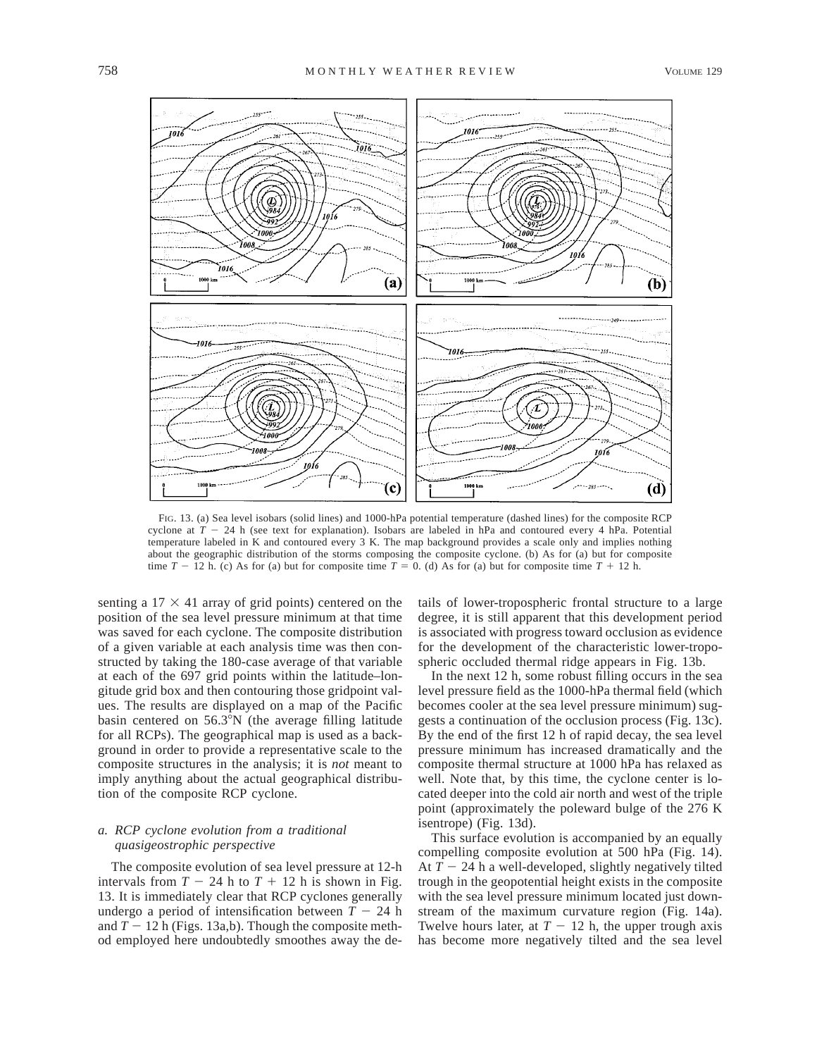FIG. 13. (a) Sea level isobars (solid lines) and 1000-hPa potential temperature (dashed lines) for the composite RCP cyclone at $T - 24$ h (see text for explanation). Isobars are labeled in hPa and contoured every 4 hPa. Potential temperature labeled in K and contoured every 3 K. The map background provides a scale only and implies nothing about the geographic distribution of the storms composing the composite cyclone. (b) As for (a) but for composite time $T - 12$ h. (c) As for (a) but for composite time $T = 0$. (d) As for (a) but for composite time $T + 12$ h.

senting a $17 \times 41$ array of grid points) centered on the position of the sea level pressure minimum at that time was saved for each cyclone. The composite distribution of a given variable at each analysis time was then constructed by taking the 180-case average of that variable at each of the 697 grid points within the latitude–longitude grid box and then contouring those gridpoint values. The results are displayed on a map of the Pacific basin centered on 56.3°N (the average filling latitude for all RCPs). The geographical map is used as a background in order to provide a representative scale to the composite structures in the analysis; it is *not* meant to imply anything about the actual geographical distribution of the composite RCP cyclone.

### *a. RCP cyclone evolution from a traditional quasigeostrophic perspective*

The composite evolution of sea level pressure at 12-h intervals from $T - 24$ h to $T + 12$ h is shown in Fig. 13. It is immediately clear that RCP cyclones generally undergo a period of intensification between $T - 24$ h and $T - 12$ h (Figs. 13a,b). Though the composite method employed here undoubtedly smoothes away the details of lower-tropospheric frontal structure to a large degree, it is still apparent that this development period is associated with progress toward occlusion as evidence for the development of the characteristic lower-tropospheric occluded thermal ridge appears in Fig. 13b.

In the next 12 h, some robust filling occurs in the sea level pressure field as the 1000-hPa thermal field (which becomes cooler at the sea level pressure minimum) suggests a continuation of the occlusion process (Fig. 13c). By the end of the first 12 h of rapid decay, the sea level pressure minimum has increased dramatically and the composite thermal structure at 1000 hPa has relaxed as well. Note that, by this time, the cyclone center is located deeper into the cold air north and west of the triple point (approximately the poleward bulge of the 276 K isentrope) (Fig. 13d).

This surface evolution is accompanied by an equally compelling composite evolution at 500 hPa (Fig. 14). At $T - 24$ h a well-developed, slightly negatively tilted trough in the geopotential height exists in the composite with the sea level pressure minimum located just downstream of the maximum curvature region (Fig. 14a). Twelve hours later, at $T - 12$ h, the upper trough axis has become more negatively tilted and the sea level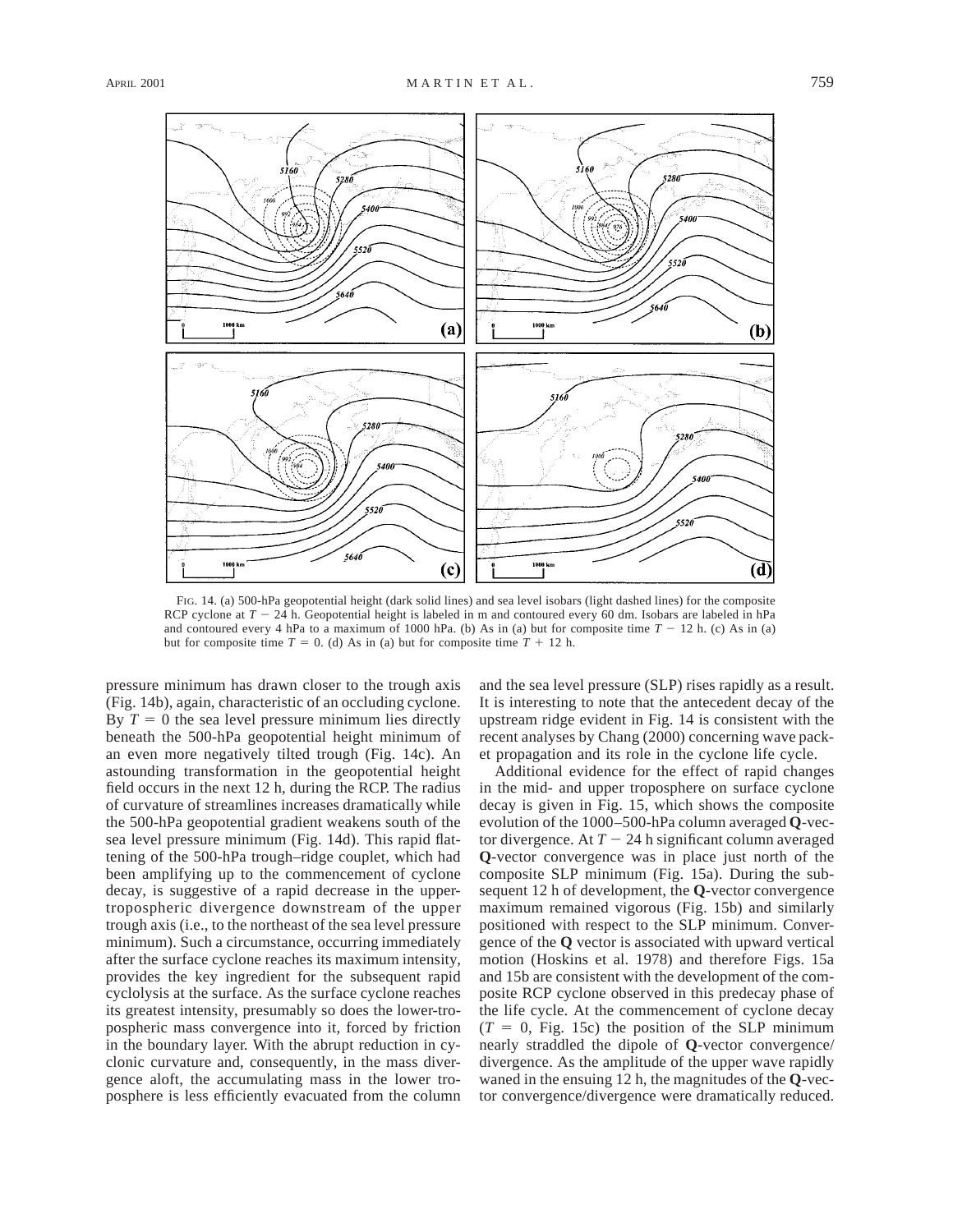FIG. 14. (a) 500-hPa geopotential height (dark solid lines) and sea level isobars (light dashed lines) for the composite RCP cyclone at $T - 24$ h. Geopotential height is labeled in m and contoured every 60 dm. Isobars are labeled in hPa and contoured every 4 hPa to a maximum of 1000 hPa. (b) As in (a) but for composite time $T - 12$ h. (c) As in (a) but for composite time $T = 0$. (d) As in (a) but for composite time $T + 12$ h.

pressure minimum has drawn closer to the trough axis (Fig. 14b), again, characteristic of an occluding cyclone. By $T = 0$ the sea level pressure minimum lies directly beneath the 500-hPa geopotential height minimum of an even more negatively tilted trough (Fig. 14c). An astounding transformation in the geopotential height field occurs in the next 12 h, during the RCP. The radius of curvature of streamlines increases dramatically while the 500-hPa geopotential gradient weakens south of the sea level pressure minimum (Fig. 14d). This rapid flattening of the 500-hPa trough–ridge couplet, which had been amplifying up to the commencement of cyclone decay, is suggestive of a rapid decrease in the upper-tropospheric divergence downstream of the upper trough axis (i.e., to the northeast of the sea level pressure minimum). Such a circumstance, occurring immediately after the surface cyclone reaches its maximum intensity, provides the key ingredient for the subsequent rapid cyclolysis at the surface. As the surface cyclone reaches its greatest intensity, presumably so does the lower-tropospheric mass convergence into it, forced by friction in the boundary layer. With the abrupt reduction in cyclonic curvature and, consequently, in the mass divergence aloft, the accumulating mass in the lower troposphere is less efficiently evacuated from the column and the sea level pressure (SLP) rises rapidly as a result. It is interesting to note that the antecedent decay of the upstream ridge evident in Fig. 14 is consistent with the recent analyses by Chang (2000) concerning wave packet propagation and its role in the cyclone life cycle.

Additional evidence for the effect of rapid changes in the mid- and upper troposphere on surface cyclone decay is given in Fig. 15, which shows the composite evolution of the 1000–500-hPa column averaged **Q**-vector divergence. At $T - 24$ h significant column averaged **Q**-vector convergence was in place just north of the composite SLP minimum (Fig. 15a). During the subsequent 12 h of development, the **Q**-vector convergence maximum remained vigorous (Fig. 15b) and similarly positioned with respect to the SLP minimum. Convergence of the **Q** vector is associated with upward vertical motion (Hoskins et al. 1978) and therefore Figs. 15a and 15b are consistent with the development of the composite RCP cyclone observed in this predecay phase of the life cycle. At the commencement of cyclone decay ($T = 0$, Fig. 15c) the position of the SLP minimum nearly straddled the dipole of **Q**-vector convergence/divergence. As the amplitude of the upper wave rapidly waned in the ensuing 12 h, the magnitudes of the **Q**-vector convergence/divergence were dramatically reduced.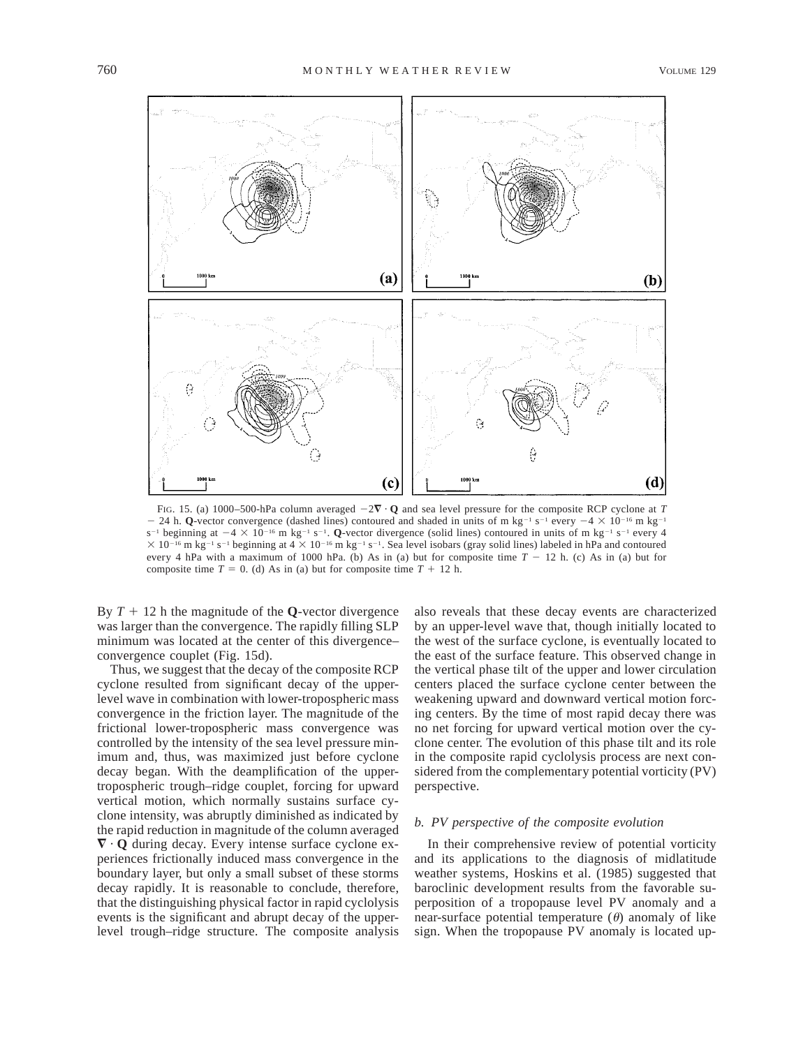FIG. 15. (a) 1000–500-hPa column averaged $-2\nabla \cdot \mathbf{Q}$ and sea level pressure for the composite RCP cyclone at $T - 24$ h. **Q**-vector convergence (dashed lines) contoured and shaded in units of m kg$^{-1}$ s$^{-1}$ every $-4 \times 10^{-16}$ m kg$^{-1}$ s$^{-1}$ beginning at $-4 \times 10^{-16}$ m kg$^{-1}$ s$^{-1}$. **Q**-vector divergence (solid lines) contoured in units of m kg$^{-1}$ s$^{-1}$ every $4 \times 10^{-16}$ m kg$^{-1}$ s$^{-1}$ beginning at $4 \times 10^{-16}$ m kg$^{-1}$ s$^{-1}$. Sea level isobars (gray solid lines) labeled in hPa and contoured every 4 hPa with a maximum of 1000 hPa. (b) As in (a) but for composite time $T - 12$ h. (c) As in (a) but for composite time $T = 0$. (d) As in (a) but for composite time $T + 12$ h.

By $T + 12$ h the magnitude of the **Q**-vector divergence was larger than the convergence. The rapidly filling SLP minimum was located at the center of this divergence–convergence couplet (Fig. 15d).

Thus, we suggest that the decay of the composite RCP cyclone resulted from significant decay of the upper-level wave in combination with lower-tropospheric mass convergence in the friction layer. The magnitude of the frictional lower-tropospheric mass convergence was controlled by the intensity of the sea level pressure minimum and, thus, was maximized just before cyclone decay began. With the deamplification of the upper-tropospheric trough–ridge couplet, forcing for upward vertical motion, which normally sustains surface cyclone intensity, was abruptly diminished as indicated by the rapid reduction in magnitude of the column averaged $\nabla \cdot \mathbf{Q}$ during decay. Every intense surface cyclone experiences frictionally induced mass convergence in the boundary layer, but only a small subset of these storms decay rapidly. It is reasonable to conclude, therefore, that the distinguishing physical factor in rapid cyclolysis events is the significant and abrupt decay of the upper-level trough–ridge structure. The composite analysis also reveals that these decay events are characterized by an upper-level wave that, though initially located to the west of the surface cyclone, is eventually located to the east of the surface feature. This observed change in the vertical phase tilt of the upper and lower circulation centers placed the surface cyclone center between the weakening upward and downward vertical motion forcing centers. By the time of most rapid decay there was no net forcing for upward vertical motion over the cyclone center. The evolution of this phase tilt and its role in the composite rapid cyclolysis process are next considered from the complementary potential vorticity (PV) perspective.

### *b. PV perspective of the composite evolution*

In their comprehensive review of potential vorticity and its applications to the diagnosis of midlatitude weather systems, Hoskins et al. (1985) suggested that baroclinic development results from the favorable superposition of a tropopause level PV anomaly and a near-surface potential temperature ($\theta$) anomaly of like sign. When the tropopause PV anomaly is located up-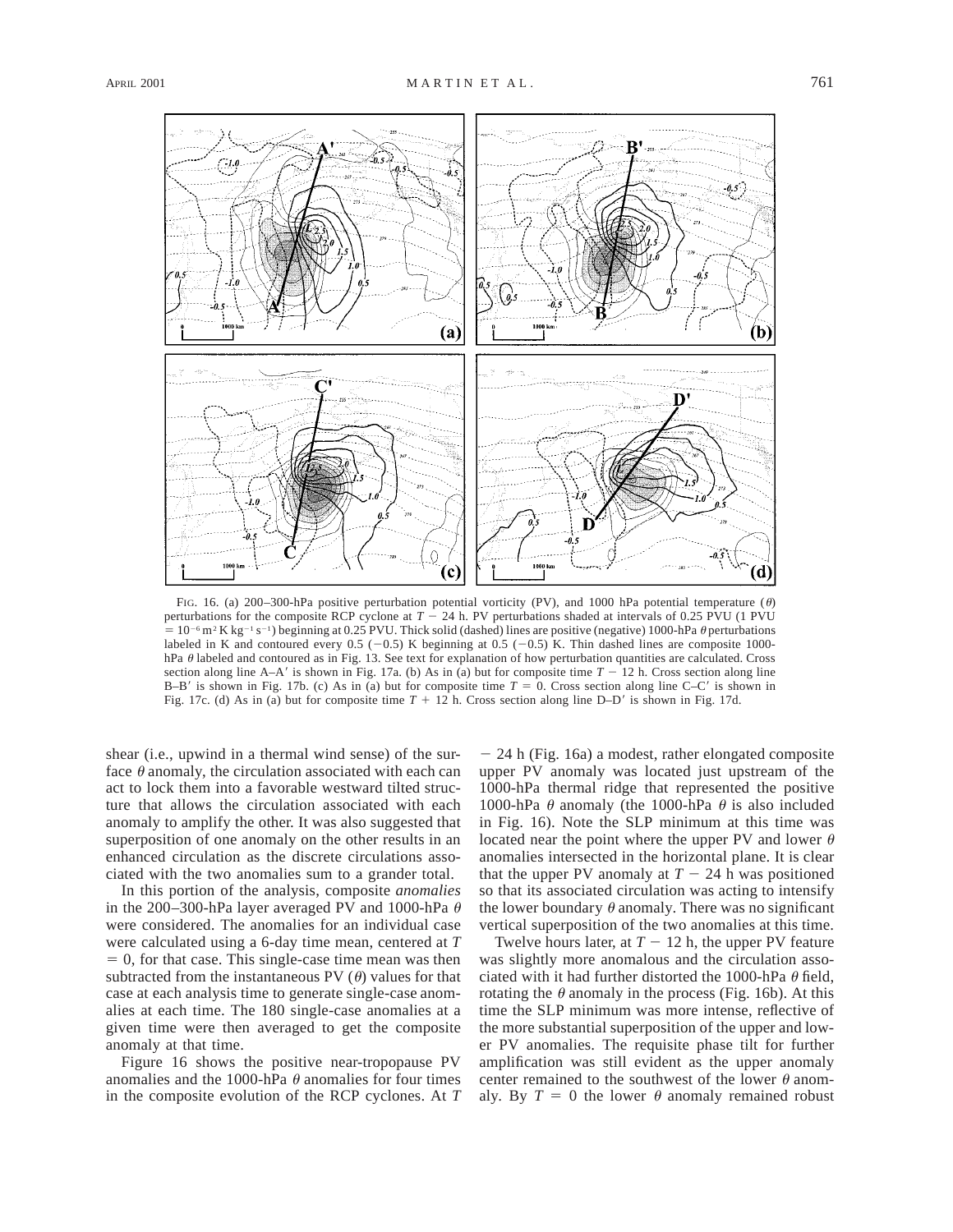FIG. 16. (a) 200–300-hPa positive perturbation potential vorticity (PV), and 1000 hPa potential temperature ($\theta$) perturbations for the composite RCP cyclone at $T - 24$ h. PV perturbations shaded at intervals of 0.25 PVU (1 PVU $= 10^{-6}$ m$^2$ K kg$^{-1}$ s$^{-1}$) beginning at 0.25 PVU. Thick solid (dashed) lines are positive (negative) 1000-hPa $\theta$ perturbations labeled in K and contoured every 0.5 ($-0.5$) K beginning at 0.5 ($-0.5$) K. Thin dashed lines are composite 1000-hPa $\theta$ labeled and contoured as in Fig. 13. See text for explanation of how perturbation quantities are calculated. Cross section along line A–A′ is shown in Fig. 17a. (b) As in (a) but for composite time $T - 12$ h. Cross section along line B–B′ is shown in Fig. 17b. (c) As in (a) but for composite time $T = 0$. Cross section along line C–C′ is shown in Fig. 17c. (d) As in (a) but for composite time $T + 12$ h. Cross section along line D–D′ is shown in Fig. 17d.

shear (i.e., upwind in a thermal wind sense) of the surface $\theta$ anomaly, the circulation associated with each can act to lock them into a favorable westward tilted structure that allows the circulation associated with each anomaly to amplify the other. It was also suggested that superposition of one anomaly on the other results in an enhanced circulation as the discrete circulations associated with the two anomalies sum to a grander total.

In this portion of the analysis, composite *anomalies* in the 200–300-hPa layer averaged PV and 1000-hPa $\theta$ were considered. The anomalies for an individual case were calculated using a 6-day time mean, centered at $T = 0$, for that case. This single-case time mean was then subtracted from the instantaneous PV ($\theta$) values for that case at each analysis time to generate single-case anomalies at each time. The 180 single-case anomalies at a given time were then averaged to get the composite anomaly at that time.

Figure 16 shows the positive near-tropopause PV anomalies and the 1000-hPa $\theta$ anomalies for four times in the composite evolution of the RCP cyclones. At $T - 24$ h (Fig. 16a) a modest, rather elongated composite upper PV anomaly was located just upstream of the 1000-hPa thermal ridge that represented the positive 1000-hPa $\theta$ anomaly (the 1000-hPa $\theta$ is also included in Fig. 16). Note the SLP minimum at this time was located near the point where the upper PV and lower $\theta$ anomalies intersected in the horizontal plane. It is clear that the upper PV anomaly at $T - 24$ h was positioned so that its associated circulation was acting to intensify the lower boundary $\theta$ anomaly. There was no significant vertical superposition of the two anomalies at this time.

Twelve hours later, at $T - 12$ h, the upper PV feature was slightly more anomalous and the circulation associated with it had further distorted the 1000-hPa $\theta$ field, rotating the $\theta$ anomaly in the process (Fig. 16b). At this time the SLP minimum was more intense, reflective of the more substantial superposition of the upper and lower PV anomalies. The requisite phase tilt for further amplification was still evident as the upper anomaly center remained to the southwest of the lower $\theta$ anomaly. By $T = 0$ the lower $\theta$ anomaly remained robust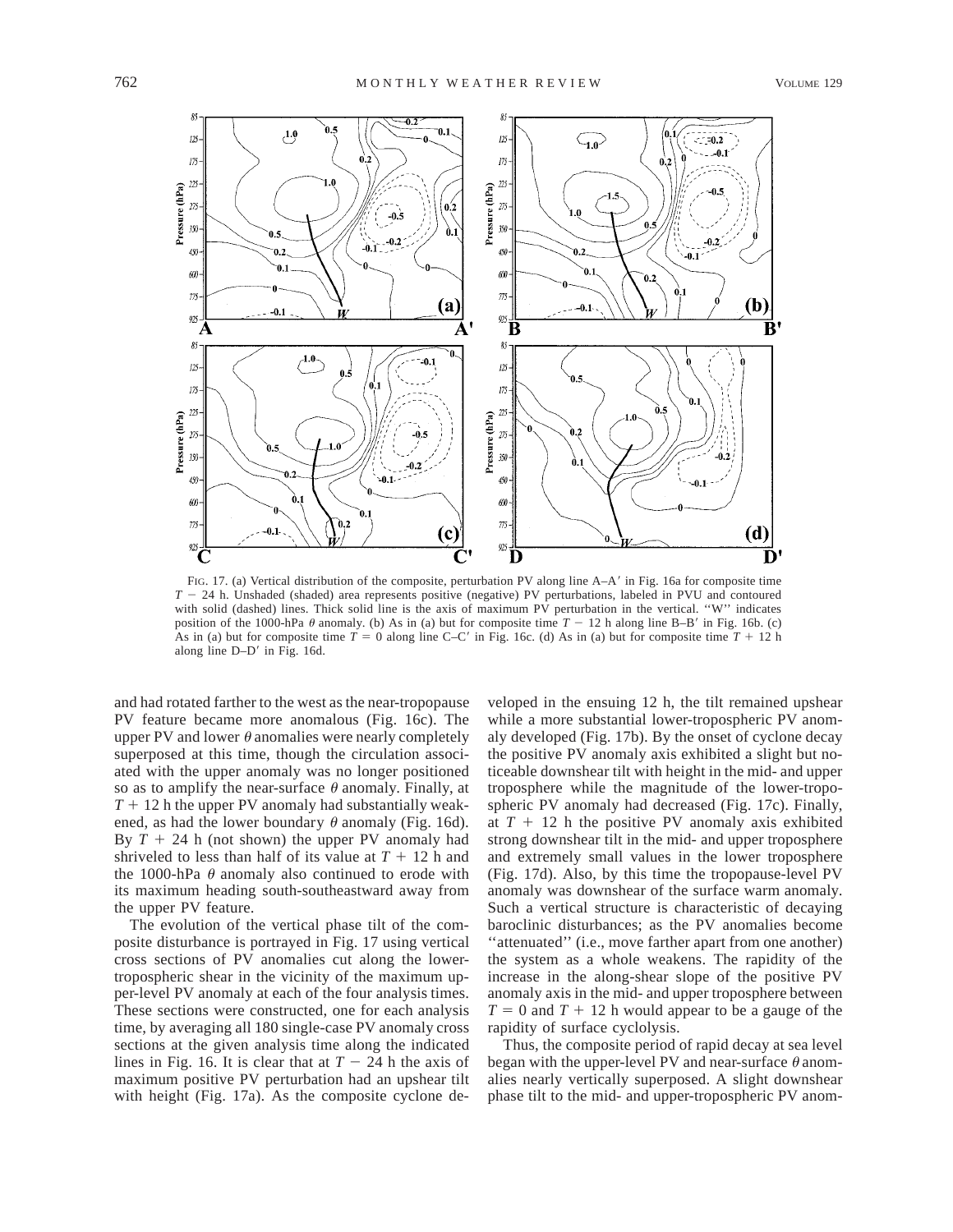FIG. 17. (a) Vertical distribution of the composite, perturbation PV along line A–A′ in Fig. 16a for composite time $T - 24$ h. Unshaded (shaded) area represents positive (negative) PV perturbations, labeled in PVU and contoured with solid (dashed) lines. Thick solid line is the axis of maximum PV perturbation in the vertical. ''W'' indicates position of the 1000-hPa $\theta$ anomaly. (b) As in (a) but for composite time $T - 12$ h along line B–B′ in Fig. 16b. (c) As in (a) but for composite time $T = 0$ along line C–C′ in Fig. 16c. (d) As in (a) but for composite time $T + 12$ h along line D–D′ in Fig. 16d.

and had rotated farther to the west as the near-tropopause PV feature became more anomalous (Fig. 16c). The upper PV and lower $\theta$ anomalies were nearly completely superposed at this time, though the circulation associated with the upper anomaly was no longer positioned so as to amplify the near-surface $\theta$ anomaly. Finally, at $T + 12$ h the upper PV anomaly had substantially weakened, as had the lower boundary $\theta$ anomaly (Fig. 16d). By $T + 24$ h (not shown) the upper PV anomaly had shriveled to less than half of its value at $T + 12$ h and the 1000-hPa $\theta$ anomaly also continued to erode with its maximum heading south-southeastward away from the upper PV feature.

The evolution of the vertical phase tilt of the composite disturbance is portrayed in Fig. 17 using vertical cross sections of PV anomalies cut along the lower-tropospheric shear in the vicinity of the maximum upper-level PV anomaly at each of the four analysis times. These sections were constructed, one for each analysis time, by averaging all 180 single-case PV anomaly cross sections at the given analysis time along the indicated lines in Fig. 16. It is clear that at $T - 24$ h the axis of maximum positive PV perturbation had an upshear tilt with height (Fig. 17a). As the composite cyclone developed in the ensuing 12 h, the tilt remained upshear while a more substantial lower-tropospheric PV anomaly developed (Fig. 17b). By the onset of cyclone decay the positive PV anomaly axis exhibited a slight but noticeable downshear tilt with height in the mid- and upper troposphere while the magnitude of the lower-tropospheric PV anomaly had decreased (Fig. 17c). Finally, at $T + 12$ h the positive PV anomaly axis exhibited strong downshear tilt in the mid- and upper troposphere and extremely small values in the lower troposphere (Fig. 17d). Also, by this time the tropopause-level PV anomaly was downshear of the surface warm anomaly. Such a vertical structure is characteristic of decaying baroclinic disturbances; as the PV anomalies become ''attenuated'' (i.e., move farther apart from one another) the system as a whole weakens. The rapidity of the increase in the along-shear slope of the positive PV anomaly axis in the mid- and upper troposphere between $T = 0$ and $T + 12$ h would appear to be a gauge of the rapidity of surface cyclolysis.

Thus, the composite period of rapid decay at sea level began with the upper-level PV and near-surface $\theta$ anomalies nearly vertically superposed. A slight downshear phase tilt to the mid- and upper-tropospheric PV anom-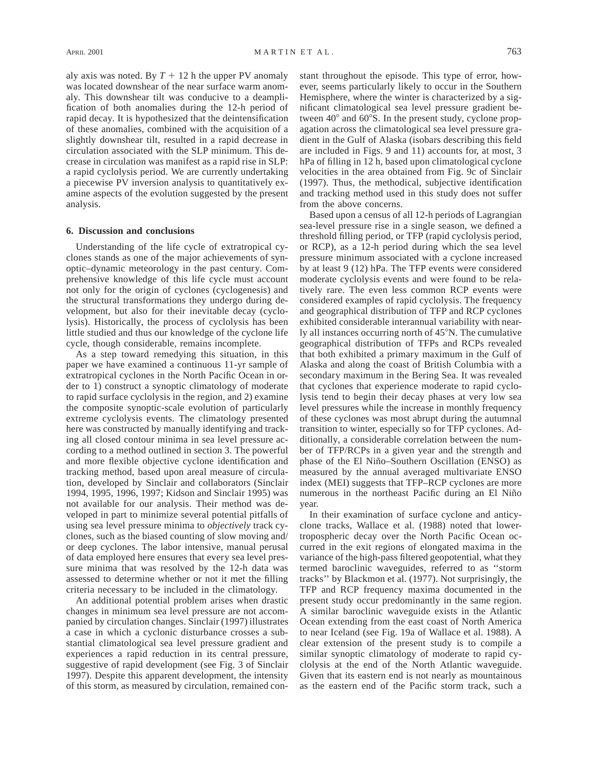aly axis was noted. By $T + 12$ h the upper PV anomaly was located downshear of the near surface warm anomaly. This downshear tilt was conducive to a deamplification of both anomalies during the 12-h period of rapid decay. It is hypothesized that the deintensification of these anomalies, combined with the acquisition of a slightly downshear tilt, resulted in a rapid decrease in circulation associated with the SLP minimum. This decrease in circulation was manifest as a rapid rise in SLP: a rapid cyclolysis period. We are currently undertaking a piecewise PV inversion analysis to quantitatively examine aspects of the evolution suggested by the present analysis.

## 6. Discussion and conclusions

Understanding of the life cycle of extratropical cyclones stands as one of the major achievements of synoptic–dynamic meteorology in the past century. Comprehensive knowledge of this life cycle must account not only for the origin of cyclones (cyclogenesis) and the structural transformations they undergo during development, but also for their inevitable decay (cyclolysis). Historically, the process of cyclolysis has been little studied and thus our knowledge of the cyclone life cycle, though considerable, remains incomplete.

As a step toward remedying this situation, in this paper we have examined a continuous 11-yr sample of extratropical cyclones in the North Pacific Ocean in order to 1) construct a synoptic climatology of moderate to rapid surface cyclolysis in the region, and 2) examine the composite synoptic-scale evolution of particularly extreme cyclolysis events. The climatology presented here was constructed by manually identifying and tracking all closed contour minima in sea level pressure according to a method outlined in section 3. The powerful and more flexible objective cyclone identification and tracking method, based upon areal measure of circulation, developed by Sinclair and collaborators (Sinclair 1994, 1995, 1996, 1997; Kidson and Sinclair 1995) was not available for our analysis. Their method was developed in part to minimize several potential pitfalls of using sea level pressure minima to *objectively* track cyclones, such as the biased counting of slow moving and/or deep cyclones. The labor intensive, manual perusal of data employed here ensures that every sea level pressure minima that was resolved by the 12-h data was assessed to determine whether or not it met the filling criteria necessary to be included in the climatology.

An additional potential problem arises when drastic changes in minimum sea level pressure are not accompanied by circulation changes. Sinclair (1997) illustrates a case in which a cyclonic disturbance crosses a substantial climatological sea level pressure gradient and experiences a rapid reduction in its central pressure, suggestive of rapid development (see Fig. 3 of Sinclair 1997). Despite this apparent development, the intensity of this storm, as measured by circulation, remained constant throughout the episode. This type of error, however, seems particularly likely to occur in the Southern Hemisphere, where the winter is characterized by a significant climatological sea level pressure gradient between 40° and 60°S. In the present study, cyclone propagation across the climatological sea level pressure gradient in the Gulf of Alaska (isobars describing this field are included in Figs. 9 and 11) accounts for, at most, 3 hPa of filling in 12 h, based upon climatological cyclone velocities in the area obtained from Fig. 9c of Sinclair (1997). Thus, the methodical, subjective identification and tracking method used in this study does not suffer from the above concerns.

Based upon a census of all 12-h periods of Lagrangian sea-level pressure rise in a single season, we defined a threshold filling period, or TFP (rapid cyclolysis period, or RCP), as a 12-h period during which the sea level pressure minimum associated with a cyclone increased by at least 9 (12) hPa. The TFP events were considered moderate cyclolysis events and were found to be relatively rare. The even less common RCP events were considered examples of rapid cyclolysis. The frequency and geographical distribution of TFP and RCP cyclones exhibited considerable interannual variability with nearly all instances occurring north of 45°N. The cumulative geographical distribution of TFPs and RCPs revealed that both exhibited a primary maximum in the Gulf of Alaska and along the coast of British Columbia with a secondary maximum in the Bering Sea. It was revealed that cyclones that experience moderate to rapid cyclolysis tend to begin their decay phases at very low sea level pressures while the increase in monthly frequency of these cyclones was most abrupt during the autumnal transition to winter, especially so for TFP cyclones. Additionally, a considerable correlation between the number of TFP/RCPs in a given year and the strength and phase of the El Niño–Southern Oscillation (ENSO) as measured by the annual averaged multivariate ENSO index (MEI) suggests that TFP–RCP cyclones are more numerous in the northeast Pacific during an El Niño year.

In their examination of surface cyclone and anticyclone tracks, Wallace et al. (1988) noted that lower-tropospheric decay over the North Pacific Ocean occurred in the exit regions of elongated maxima in the variance of the high-pass filtered geopotential, what they termed baroclinic waveguides, referred to as ''storm tracks'' by Blackmon et al. (1977). Not surprisingly, the TFP and RCP frequency maxima documented in the present study occur predominantly in the same region. A similar baroclinic waveguide exists in the Atlantic Ocean extending from the east coast of North America to near Iceland (see Fig. 19a of Wallace et al. 1988). A clear extension of the present study is to compile a similar synoptic climatology of moderate to rapid cyclolysis at the end of the North Atlantic waveguide. Given that its eastern end is not nearly as mountainous as the eastern end of the Pacific storm track, such a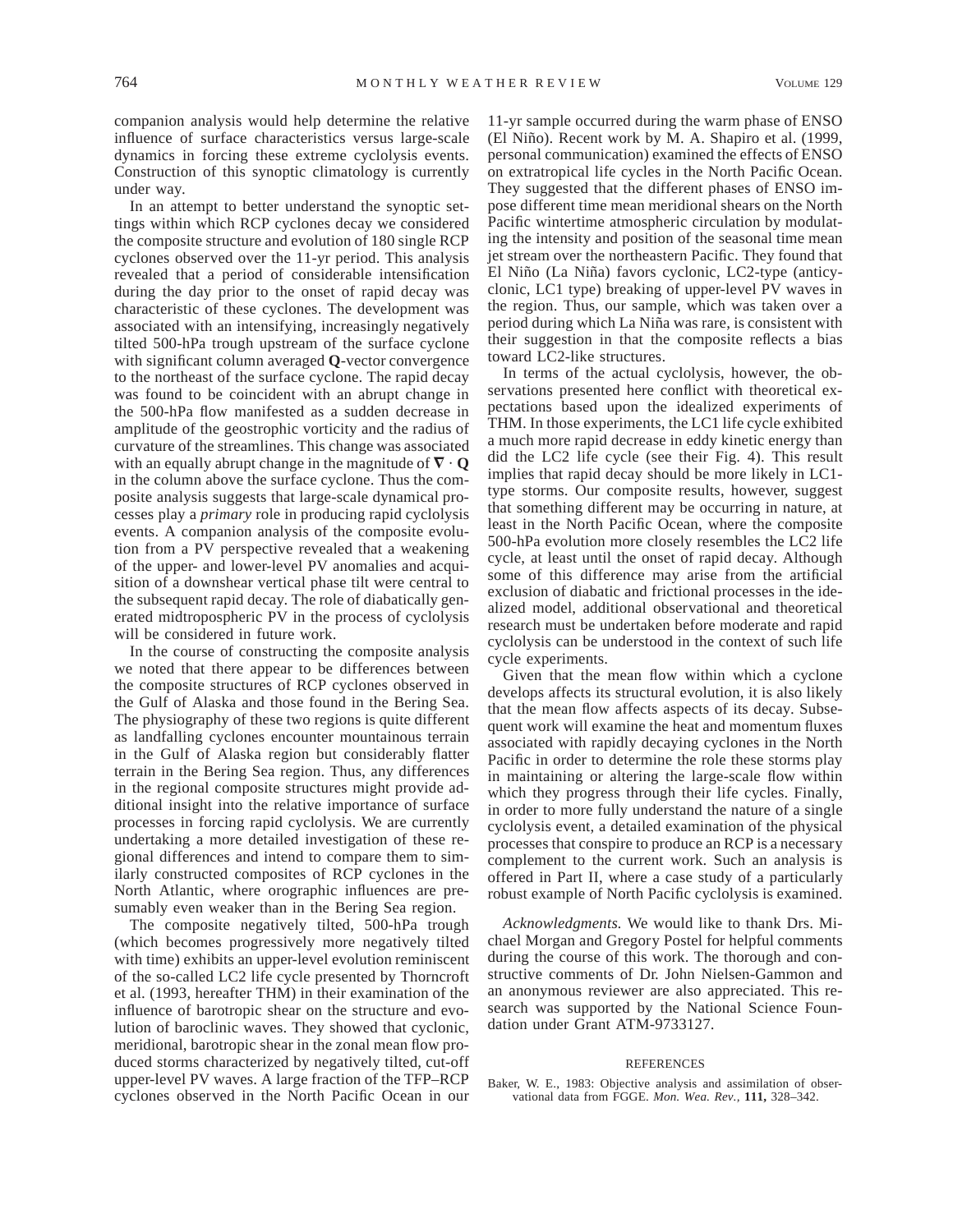companion analysis would help determine the relative influence of surface characteristics versus large-scale dynamics in forcing these extreme cyclolysis events. Construction of this synoptic climatology is currently under way.

In an attempt to better understand the synoptic settings within which RCP cyclones decay we considered the composite structure and evolution of 180 single RCP cyclones observed over the 11-yr period. This analysis revealed that a period of considerable intensification during the day prior to the onset of rapid decay was characteristic of these cyclones. The development was associated with an intensifying, increasingly negatively tilted 500-hPa trough upstream of the surface cyclone with significant column averaged **Q**-vector convergence to the northeast of the surface cyclone. The rapid decay was found to be coincident with an abrupt change in the 500-hPa flow manifested as a sudden decrease in amplitude of the geostrophic vorticity and the radius of curvature of the streamlines. This change was associated with an equally abrupt change in the magnitude of $\boldsymbol{\nabla} \cdot \mathbf{Q}$ in the column above the surface cyclone. Thus the composite analysis suggests that large-scale dynamical processes play a *primary* role in producing rapid cyclolysis events. A companion analysis of the composite evolution from a PV perspective revealed that a weakening of the upper- and lower-level PV anomalies and acquisition of a downshear vertical phase tilt were central to the subsequent rapid decay. The role of diabatically generated midtropospheric PV in the process of cyclolysis will be considered in future work.

In the course of constructing the composite analysis we noted that there appear to be differences between the composite structures of RCP cyclones observed in the Gulf of Alaska and those found in the Bering Sea. The physiography of these two regions is quite different as landfalling cyclones encounter mountainous terrain in the Gulf of Alaska region but considerably flatter terrain in the Bering Sea region. Thus, any differences in the regional composite structures might provide additional insight into the relative importance of surface processes in forcing rapid cyclolysis. We are currently undertaking a more detailed investigation of these regional differences and intend to compare them to similarly constructed composites of RCP cyclones in the North Atlantic, where orographic influences are presumably even weaker than in the Bering Sea region.

The composite negatively tilted, 500-hPa trough (which becomes progressively more negatively tilted with time) exhibits an upper-level evolution reminiscent of the so-called LC2 life cycle presented by Thorncroft et al. (1993, hereafter THM) in their examination of the influence of barotropic shear on the structure and evolution of baroclinic waves. They showed that cyclonic, meridional, barotropic shear in the zonal mean flow produced storms characterized by negatively tilted, cut-off upper-level PV waves. A large fraction of the TFP–RCP cyclones observed in the North Pacific Ocean in our 11-yr sample occurred during the warm phase of ENSO (El Niño). Recent work by M. A. Shapiro et al. (1999, personal communication) examined the effects of ENSO on extratropical life cycles in the North Pacific Ocean. They suggested that the different phases of ENSO impose different time mean meridional shears on the North Pacific wintertime atmospheric circulation by modulating the intensity and position of the seasonal time mean jet stream over the northeastern Pacific. They found that El Niño (La Niña) favors cyclonic, LC2-type (anticyclonic, LC1 type) breaking of upper-level PV waves in the region. Thus, our sample, which was taken over a period during which La Niña was rare, is consistent with their suggestion in that the composite reflects a bias toward LC2-like structures.

In terms of the actual cyclolysis, however, the observations presented here conflict with theoretical expectations based upon the idealized experiments of THM. In those experiments, the LC1 life cycle exhibited a much more rapid decrease in eddy kinetic energy than did the LC2 life cycle (see their Fig. 4). This result implies that rapid decay should be more likely in LC1-type storms. Our composite results, however, suggest that something different may be occurring in nature, at least in the North Pacific Ocean, where the composite 500-hPa evolution more closely resembles the LC2 life cycle, at least until the onset of rapid decay. Although some of this difference may arise from the artificial exclusion of diabatic and frictional processes in the idealized model, additional observational and theoretical research must be undertaken before moderate and rapid cyclolysis can be understood in the context of such life cycle experiments.

Given that the mean flow within which a cyclone develops affects its structural evolution, it is also likely that the mean flow affects aspects of its decay. Subsequent work will examine the heat and momentum fluxes associated with rapidly decaying cyclones in the North Pacific in order to determine the role these storms play in maintaining or altering the large-scale flow within which they progress through their life cycles. Finally, in order to more fully understand the nature of a single cyclolysis event, a detailed examination of the physical processes that conspire to produce an RCP is a necessary complement to the current work. Such an analysis is offered in Part II, where a case study of a particularly robust example of North Pacific cyclolysis is examined.

*Acknowledgments.* We would like to thank Drs. Michael Morgan and Gregory Postel for helpful comments during the course of this work. The thorough and constructive comments of Dr. John Nielsen-Gammon and an anonymous reviewer are also appreciated. This research was supported by the National Science Foundation under Grant ATM-9733127.

## REFERENCES

Baker, W. E., 1983: Objective analysis and assimilation of observational data from FGGE. *Mon. Wea. Rev.,* **111,** 328–342.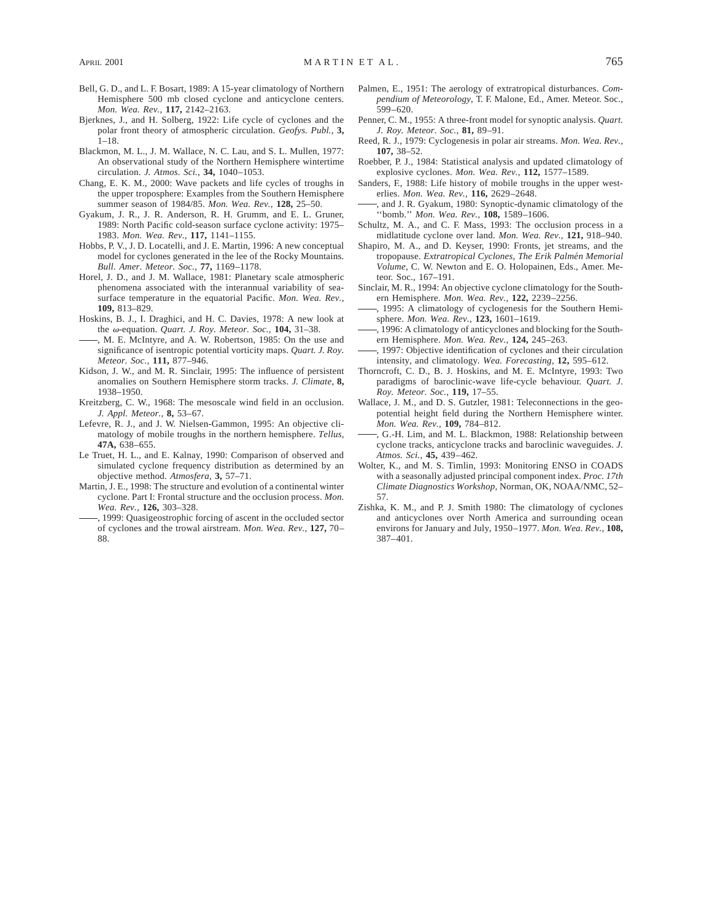Bell, G. D., and L. F. Bosart, 1989: A 15-year climatology of Northern Hemisphere 500 mb closed cyclone and anticyclone centers. *Mon. Wea. Rev.,* **117,** 2142–2163.

Bjerknes, J., and H. Solberg, 1922: Life cycle of cyclones and the polar front theory of atmospheric circulation. *Geofys. Publ.,* **3,** 1–18.

Blackmon, M. L., J. M. Wallace, N. C. Lau, and S. L. Mullen, 1977: An observational study of the Northern Hemisphere wintertime circulation. *J. Atmos. Sci.,* **34,** 1040–1053.

Chang, E. K. M., 2000: Wave packets and life cycles of troughs in the upper troposphere: Examples from the Southern Hemisphere summer season of 1984/85. *Mon. Wea. Rev.,* **128,** 25–50.

Gyakum, J. R., J. R. Anderson, R. H. Grumm, and E. L. Gruner, 1989: North Pacific cold-season surface cyclone activity: 1975–1983. *Mon. Wea. Rev.,* **117,** 1141–1155.

Hobbs, P. V., J. D. Locatelli, and J. E. Martin, 1996: A new conceptual model for cyclones generated in the lee of the Rocky Mountains. *Bull. Amer. Meteor. Soc.,* **77,** 1169–1178.

Horel, J. D., and J. M. Wallace, 1981: Planetary scale atmospheric phenomena associated with the interannual variability of sea-surface temperature in the equatorial Pacific. *Mon. Wea. Rev.,* **109,** 813–829.

Hoskins, B. J., I. Draghici, and H. C. Davies, 1978: A new look at the $\omega$-equation. *Quart. J. Roy. Meteor. Soc.,* **104,** 31–38.

——, M. E. McIntyre, and A. W. Robertson, 1985: On the use and significance of isentropic potential vorticity maps. *Quart. J. Roy. Meteor. Soc.,* **111,** 877–946.

Kidson, J. W., and M. R. Sinclair, 1995: The influence of persistent anomalies on Southern Hemisphere storm tracks. *J. Climate,* **8,** 1938–1950.

Kreitzberg, C. W., 1968: The mesoscale wind field in an occlusion. *J. Appl. Meteor.,* **8,** 53–67.

Lefevre, R. J., and J. W. Nielsen-Gammon, 1995: An objective climatology of mobile troughs in the northern hemisphere. *Tellus,* **47A,** 638–655.

Le Truet, H. L., and E. Kalnay, 1990: Comparison of observed and simulated cyclone frequency distribution as determined by an objective method. *Atmosfera,* **3,** 57–71.

Martin, J. E., 1998: The structure and evolution of a continental winter cyclone. Part I: Frontal structure and the occlusion process. *Mon. Wea. Rev.,* **126,** 303–328.

——, 1999: Quasigeostrophic forcing of ascent in the occluded sector of cyclones and the trowal airstream. *Mon. Wea. Rev.,* **127,** 70–88.

Palmen, E., 1951: The aerology of extratropical disturbances. *Compendium of Meteorology,* T. F. Malone, Ed., Amer. Meteor. Soc., 599–620.

Penner, C. M., 1955: A three-front model for synoptic analysis. *Quart. J. Roy. Meteor. Soc.,* **81,** 89–91.

Reed, R. J., 1979: Cyclogenesis in polar air streams. *Mon. Wea. Rev.,* **107,** 38–52.

Roebber, P. J., 1984: Statistical analysis and updated climatology of explosive cyclones. *Mon. Wea. Rev.,* **112,** 1577–1589.

Sanders, F., 1988: Life history of mobile troughs in the upper westerlies. *Mon. Wea. Rev.,* **116,** 2629–2648.

——, and J. R. Gyakum, 1980: Synoptic-dynamic climatology of the ''bomb.'' *Mon. Wea. Rev.,* **108,** 1589–1606.

Schultz, M. A., and C. F. Mass, 1993: The occlusion process in a midlatitude cyclone over land. *Mon. Wea. Rev.,* **121,** 918–940.

Shapiro, M. A., and D. Keyser, 1990: Fronts, jet streams, and the tropopause. *Extratropical Cyclones, The Erik Palmén Memorial Volume,* C. W. Newton and E. O. Holopainen, Eds., Amer. Meteor. Soc., 167–191.

Sinclair, M. R., 1994: An objective cyclone climatology for the Southern Hemisphere. *Mon. Wea. Rev.,* **122,** 2239–2256.

——, 1995: A climatology of cyclogenesis for the Southern Hemisphere. *Mon. Wea. Rev.,* **123,** 1601–1619.

——, 1996: A climatology of anticyclones and blocking for the Southern Hemisphere. *Mon. Wea. Rev.,* **124,** 245–263.

——, 1997: Objective identification of cyclones and their circulation intensity, and climatology. *Wea. Forecasting,* **12,** 595–612.

Thorncroft, C. D., B. J. Hoskins, and M. E. McIntyre, 1993: Two paradigms of baroclinic-wave life-cycle behaviour. *Quart. J. Roy. Meteor. Soc.,* **119,** 17–55.

Wallace, J. M., and D. S. Gutzler, 1981: Teleconnections in the geopotential height field during the Northern Hemisphere winter. *Mon. Wea. Rev.,* **109,** 784–812.

——, G.-H. Lim, and M. L. Blackmon, 1988: Relationship between cyclone tracks, anticyclone tracks and baroclinic waveguides. *J. Atmos. Sci.,* **45,** 439–462.

Wolter, K., and M. S. Timlin, 1993: Monitoring ENSO in COADS with a seasonally adjusted principal component index. *Proc. 17th Climate Diagnostics Workshop,* Norman, OK, NOAA/NMC, 52–57.

Zishka, K. M., and P. J. Smith 1980: The climatology of cyclones and anticyclones over North America and surrounding ocean environs for January and July, 1950–1977. *Mon. Wea. Rev.,* **108,** 387–401.